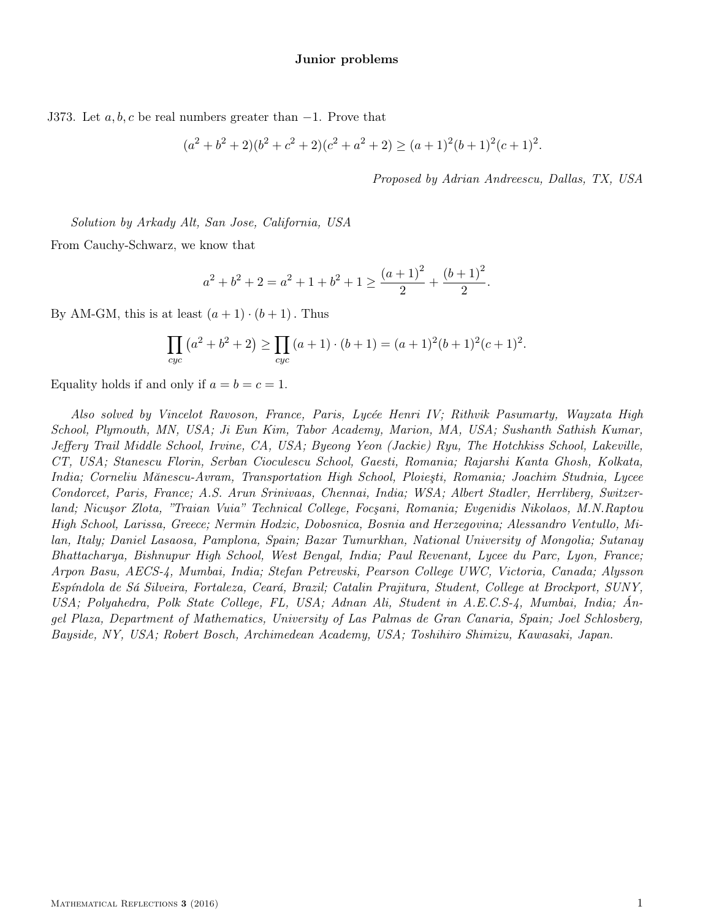## Junior problems

J373. Let $a, b, c$ be real numbers greater than $-1$. Prove that

$$(a^2 + b^2 + 2)(b^2 + c^2 + 2)(c^2 + a^2 + 2) \geq (a + 1)^2(b + 1)^2(c + 1)^2.$$

*Proposed by Adrian Andreescu, Dallas, TX, USA*

*Solution by Arkady Alt, San Jose, California, USA*

From Cauchy-Schwarz, we know that

$$a^2 + b^2 + 2 = a^2 + 1 + b^2 + 1 \geq \frac{(a+1)^2}{2} + \frac{(b+1)^2}{2}.$$

By AM-GM, this is at least $(a + 1) \cdot (b + 1)$. Thus

$$\prod_{cyc} \left(a^2 + b^2 + 2\right) \geq \prod_{cyc} (a + 1) \cdot (b + 1) = (a + 1)^2(b + 1)^2(c + 1)^2.$$

Equality holds if and only if $a = b = c = 1$.

*Also solved by Vincelot Ravoson, France, Paris, Lycée Henri IV; Rithvik Pasumarty, Wayzata High School, Plymouth, MN, USA; Ji Eun Kim, Tabor Academy, Marion, MA, USA; Sushanth Sathish Kumar, Jeffery Trail Middle School, Irvine, CA, USA; Byeong Yeon (Jackie) Ryu, The Hotchkiss School, Lakeville, CT, USA; Stanescu Florin, Serban Cioculescu School, Gaesti, Romania; Rajarshi Kanta Ghosh, Kolkata, India; Corneliu Mănescu-Avram, Transportation High School, Ploieşti, Romania; Joachim Studnia, Lycee Condorcet, Paris, France; A.S. Arun Srinivaas, Chennai, India; WSA; Albert Stadler, Herrliberg, Switzerland; Nicuşor Zlota, "Traian Vuia" Technical College, Focşani, Romania; Evgenidis Nikolaos, M.N.Raptou High School, Larissa, Greece; Nermin Hodzic, Dobosnica, Bosnia and Herzegovina; Alessandro Ventullo, Milan, Italy; Daniel Lasaosa, Pamplona, Spain; Bazar Tumurkhan, National University of Mongolia; Sutanay Bhattacharya, Bishnupur High School, West Bengal, India; Paul Revenant, Lycee du Parc, Lyon, France; Arpon Basu, AECS-4, Mumbai, India; Stefan Petrevski, Pearson College UWC, Victoria, Canada; Alysson Espíndola de Sá Silveira, Fortaleza, Ceará, Brazil; Catalin Prajitura, Student, College at Brockport, SUNY, USA; Polyahedra, Polk State College, FL, USA; Adnan Ali, Student in A.E.C.S-4, Mumbai, India; Ángel Plaza, Department of Mathematics, University of Las Palmas de Gran Canaria, Spain; Joel Schlosberg, Bayside, NY, USA; Robert Bosch, Archimedean Academy, USA; Toshihiro Shimizu, Kawasaki, Japan.*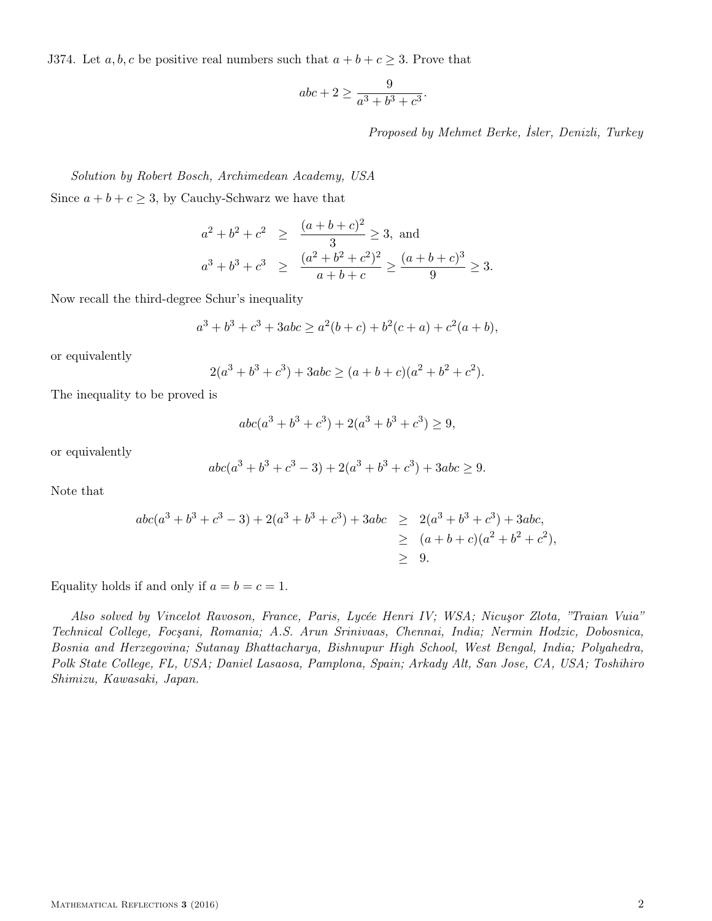J374. Let $a, b, c$ be positive real numbers such that $a+b+c \geq 3$. Prove that

$$abc + 2 \geq \frac{9}{a^3+b^3+c^3}.$$

*Proposed by Mehmet Berke, İsler, Denizli, Turkey*

*Solution by Robert Bosch, Archimedean Academy, USA*

Since $a+b+c \geq 3$, by Cauchy-Schwarz we have that

$$\begin{aligned}
a^2+b^2+c^2 &\geq \frac{(a+b+c)^2}{3} \geq 3, \text{ and} \\
a^3+b^3+c^3 &\geq \frac{(a^2+b^2+c^2)^2}{a+b+c} \geq \frac{(a+b+c)^3}{9} \geq 3.
\end{aligned}$$

Now recall the third-degree Schur's inequality

$$a^3+b^3+c^3+3abc \geq a^2(b+c)+b^2(c+a)+c^2(a+b),$$

or equivalently

$$2(a^3+b^3+c^3)+3abc \geq (a+b+c)(a^2+b^2+c^2).$$

The inequality to be proved is

$$abc(a^3+b^3+c^3)+2(a^3+b^3+c^3) \geq 9,$$

or equivalently

$$abc(a^3+b^3+c^3-3)+2(a^3+b^3+c^3)+3abc \geq 9.$$

Note that

$$\begin{aligned}
abc(a^3+b^3+c^3-3)+2(a^3+b^3+c^3)+3abc &\geq 2(a^3+b^3+c^3)+3abc, \\
&\geq (a+b+c)(a^2+b^2+c^2), \\
&\geq 9.
\end{aligned}$$

Equality holds if and only if $a=b=c=1$.

*Also solved by Vincelot Ravoson, France, Paris, Lycée Henri IV; WSA; Nicuşor Zlota, "Traian Vuia" Technical College, Focşani, Romania; A.S. Arun Srinivaas, Chennai, India; Nermin Hodzic, Dobosnica, Bosnia and Herzegovina; Sutanay Bhattacharya, Bishnupur High School, West Bengal, India; Polyahedra, Polk State College, FL, USA; Daniel Lasaosa, Pamplona, Spain; Arkady Alt, San Jose, CA, USA; Toshihiro Shimizu, Kawasaki, Japan.*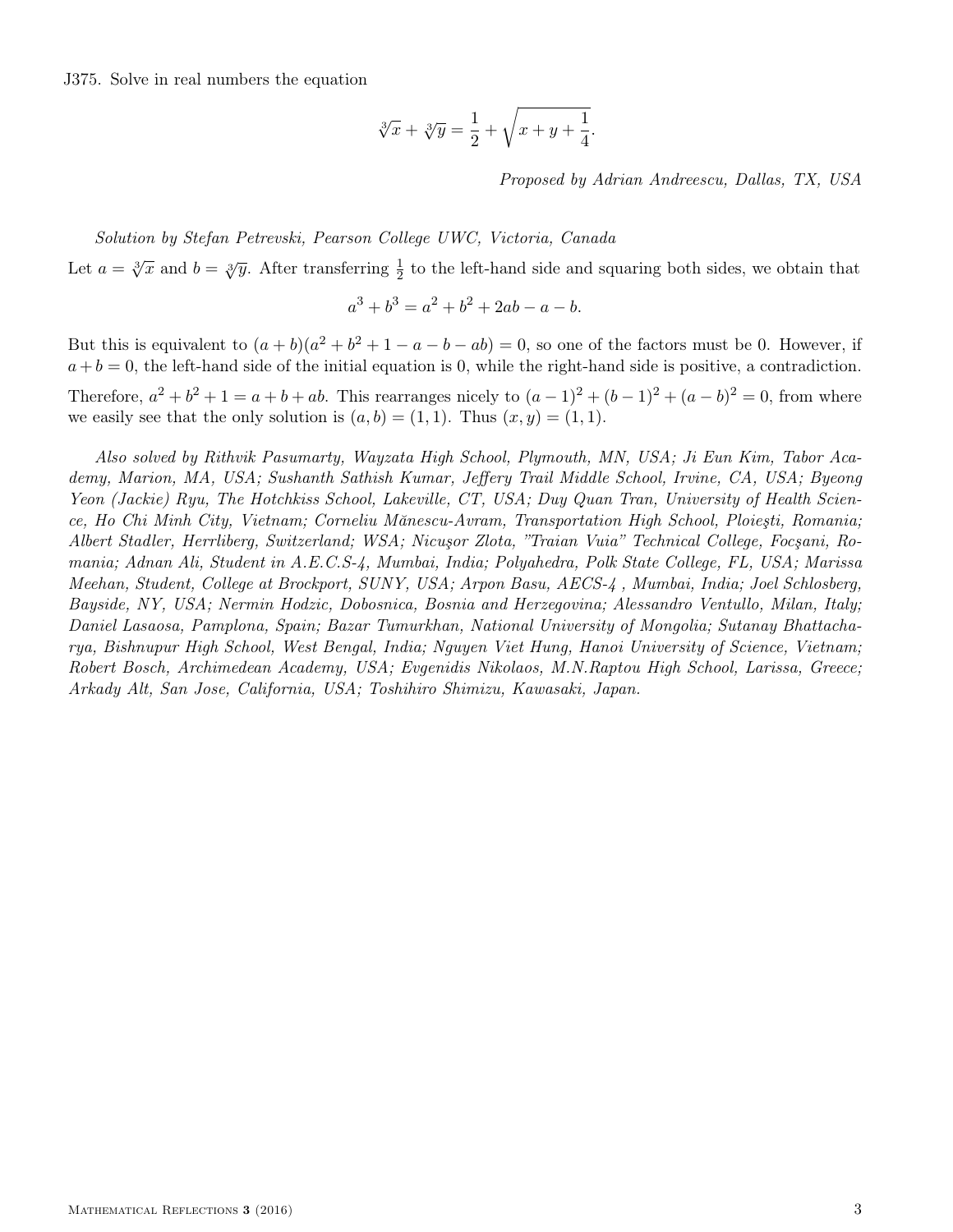J375. Solve in real numbers the equation

$$\sqrt[3]{x} + \sqrt[3]{y} = \frac{1}{2} + \sqrt{x + y + \frac{1}{4}}.$$

*Proposed by Adrian Andreescu, Dallas, TX, USA*

*Solution by Stefan Petrevski, Pearson College UWC, Victoria, Canada*

Let $a = \sqrt[3]{x}$ and $b = \sqrt[3]{y}$. After transferring $\frac{1}{2}$ to the left-hand side and squaring both sides, we obtain that

$$a^3 + b^3 = a^2 + b^2 + 2ab - a - b.$$

But this is equivalent to $(a + b)(a^2 + b^2 + 1 - a - b - ab) = 0$, so one of the factors must be 0. However, if $a + b = 0$, the left-hand side of the initial equation is 0, while the right-hand side is positive, a contradiction.

Therefore, $a^2 + b^2 + 1 = a + b + ab$. This rearranges nicely to $(a - 1)^2 + (b - 1)^2 + (a - b)^2 = 0$, from where we easily see that the only solution is $(a, b) = (1, 1)$. Thus $(x, y) = (1, 1)$.

*Also solved by Rithvik Pasumarty, Wayzata High School, Plymouth, MN, USA; Ji Eun Kim, Tabor Academy, Marion, MA, USA; Sushanth Sathish Kumar, Jeffery Trail Middle School, Irvine, CA, USA; Byeong Yeon (Jackie) Ryu, The Hotchkiss School, Lakeville, CT, USA; Duy Quan Tran, University of Health Science, Ho Chi Minh City, Vietnam; Corneliu Mănescu-Avram, Transportation High School, Ploieşti, Romania; Albert Stadler, Herrliberg, Switzerland; WSA; Nicuşor Zlota, "Traian Vuia" Technical College, Focşani, Romania; Adnan Ali, Student in A.E.C.S-4, Mumbai, India; Polyahedra, Polk State College, FL, USA; Marissa Meehan, Student, College at Brockport, SUNY, USA; Arpon Basu, AECS-4 , Mumbai, India; Joel Schlosberg, Bayside, NY, USA; Nermin Hodzic, Dobosnica, Bosnia and Herzegovina; Alessandro Ventullo, Milan, Italy; Daniel Lasaosa, Pamplona, Spain; Bazar Tumurkhan, National University of Mongolia; Sutanay Bhattacharya, Bishnupur High School, West Bengal, India; Nguyen Viet Hung, Hanoi University of Science, Vietnam; Robert Bosch, Archimedean Academy, USA; Evgenidis Nikolaos, M.N.Raptou High School, Larissa, Greece; Arkady Alt, San Jose, California, USA; Toshihiro Shimizu, Kawasaki, Japan.*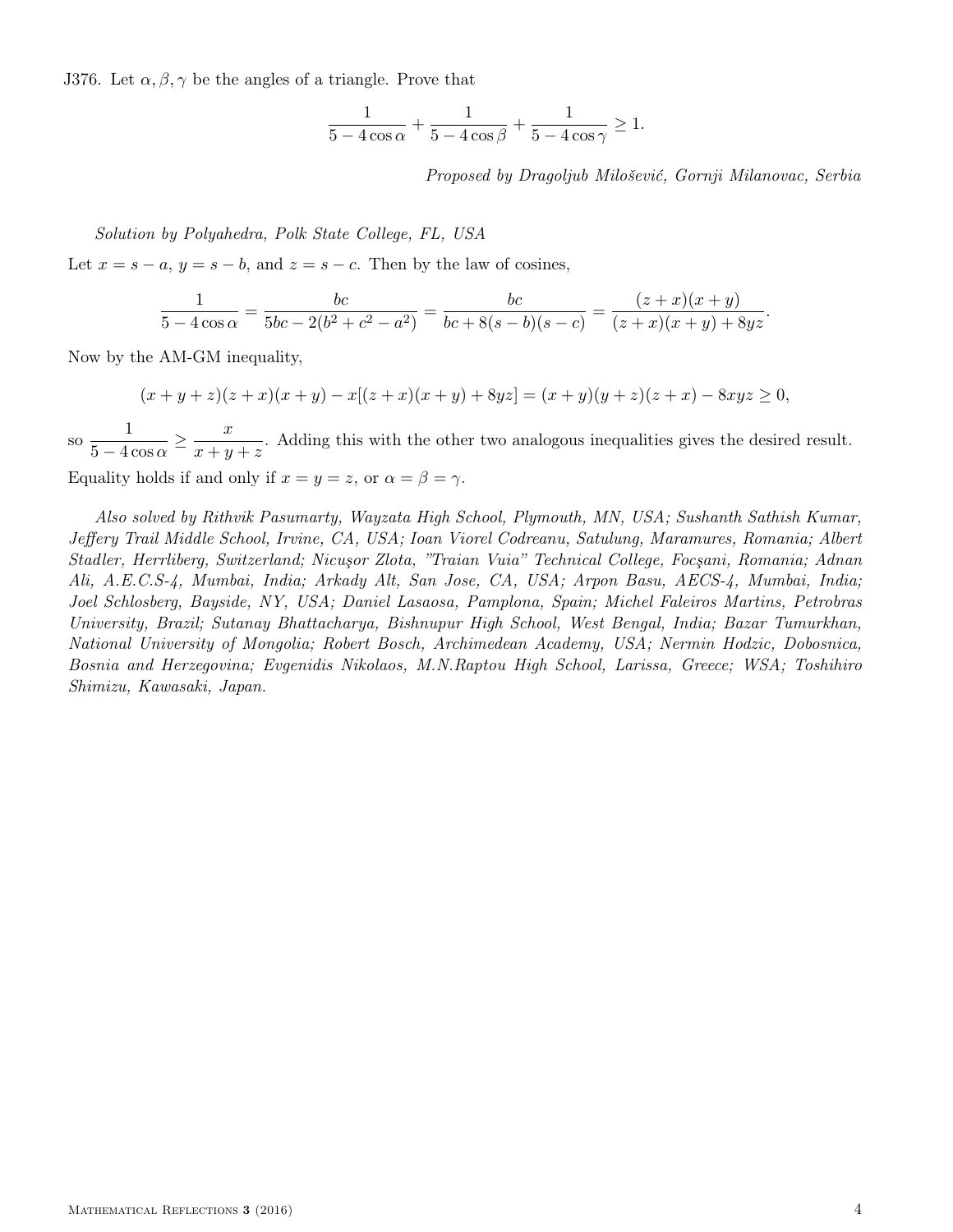J376. Let $\alpha, \beta, \gamma$ be the angles of a triangle. Prove that

$$\frac{1}{5-4\cos\alpha}+\frac{1}{5-4\cos\beta}+\frac{1}{5-4\cos\gamma}\geq 1.$$

*Proposed by Dragoljub Milošević, Gornji Milanovac, Serbia*

*Solution by Polyahedra, Polk State College, FL, USA*

Let $x = s-a$, $y = s-b$, and $z = s-c$. Then by the law of cosines,

$$\frac{1}{5-4\cos\alpha}=\frac{bc}{5bc-2(b^2+c^2-a^2)}=\frac{bc}{bc+8(s-b)(s-c)}=\frac{(z+x)(x+y)}{(z+x)(x+y)+8yz}.$$

Now by the AM-GM inequality,

$$(x+y+z)(z+x)(x+y)-x[(z+x)(x+y)+8yz]=(x+y)(y+z)(z+x)-8xyz\geq 0,$$

so $\dfrac{1}{5-4\cos\alpha}\geq\dfrac{x}{x+y+z}$. Adding this with the other two analogous inequalities gives the desired result. Equality holds if and only if $x=y=z$, or $\alpha=\beta=\gamma$.

*Also solved by Rithvik Pasumarty, Wayzata High School, Plymouth, MN, USA; Sushanth Sathish Kumar, Jeffery Trail Middle School, Irvine, CA, USA; Ioan Viorel Codreanu, Satulung, Maramures, Romania; Albert Stadler, Herrliberg, Switzerland; Nicuşor Zlota, "Traian Vuia" Technical College, Focşani, Romania; Adnan Ali, A.E.C.S-4, Mumbai, India; Arkady Alt, San Jose, CA, USA; Arpon Basu, AECS-4, Mumbai, India; Joel Schlosberg, Bayside, NY, USA; Daniel Lasaosa, Pamplona, Spain; Michel Faleiros Martins, Petrobras University, Brazil; Sutanay Bhattacharya, Bishnupur High School, West Bengal, India; Bazar Tumurkhan, National University of Mongolia; Robert Bosch, Archimedean Academy, USA; Nermin Hodzic, Dobosnica, Bosnia and Herzegovina; Evgenidis Nikolaos, M.N.Raptou High School, Larissa, Greece; WSA; Toshihiro Shimizu, Kawasaki, Japan.*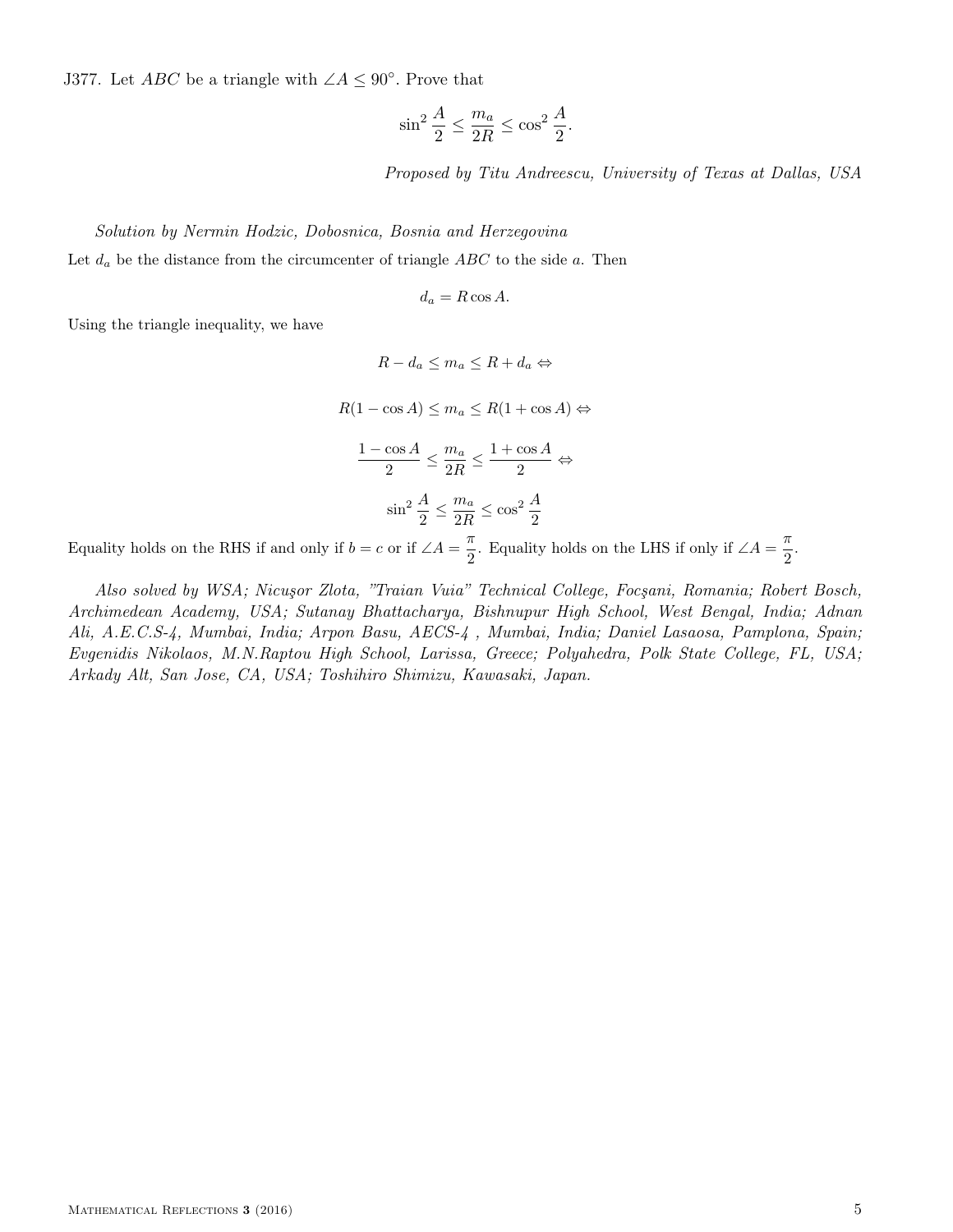J377. Let $ABC$ be a triangle with $\angle A \leq 90^\circ$. Prove that

$$\sin^2 \frac{A}{2} \leq \frac{m_a}{2R} \leq \cos^2 \frac{A}{2}.$$

*Proposed by Titu Andreescu, University of Texas at Dallas, USA*

*Solution by Nermin Hodzic, Dobosnica, Bosnia and Herzegovina*

Let $d_a$ be the distance from the circumcenter of triangle $ABC$ to the side $a$. Then

$$d_a = R \cos A.$$

Using the triangle inequality, we have

$$R - d_a \leq m_a \leq R + d_a \Leftrightarrow$$

$$R(1 - \cos A) \leq m_a \leq R(1 + \cos A) \Leftrightarrow$$

$$\frac{1 - \cos A}{2} \leq \frac{m_a}{2R} \leq \frac{1 + \cos A}{2} \Leftrightarrow$$

$$\sin^2 \frac{A}{2} \leq \frac{m_a}{2R} \leq \cos^2 \frac{A}{2}$$

Equality holds on the RHS if and only if $b = c$ or if $\angle A = \dfrac{\pi}{2}$. Equality holds on the LHS if only if $\angle A = \dfrac{\pi}{2}$.

*Also solved by WSA; Nicuşor Zlota, "Traian Vuia" Technical College, Focşani, Romania; Robert Bosch, Archimedean Academy, USA; Sutanay Bhattacharya, Bishnupur High School, West Bengal, India; Adnan Ali, A.E.C.S-4, Mumbai, India; Arpon Basu, AECS-4 , Mumbai, India; Daniel Lasaosa, Pamplona, Spain; Evgenidis Nikolaos, M.N.Raptou High School, Larissa, Greece; Polyahedra, Polk State College, FL, USA; Arkady Alt, San Jose, CA, USA; Toshihiro Shimizu, Kawasaki, Japan.*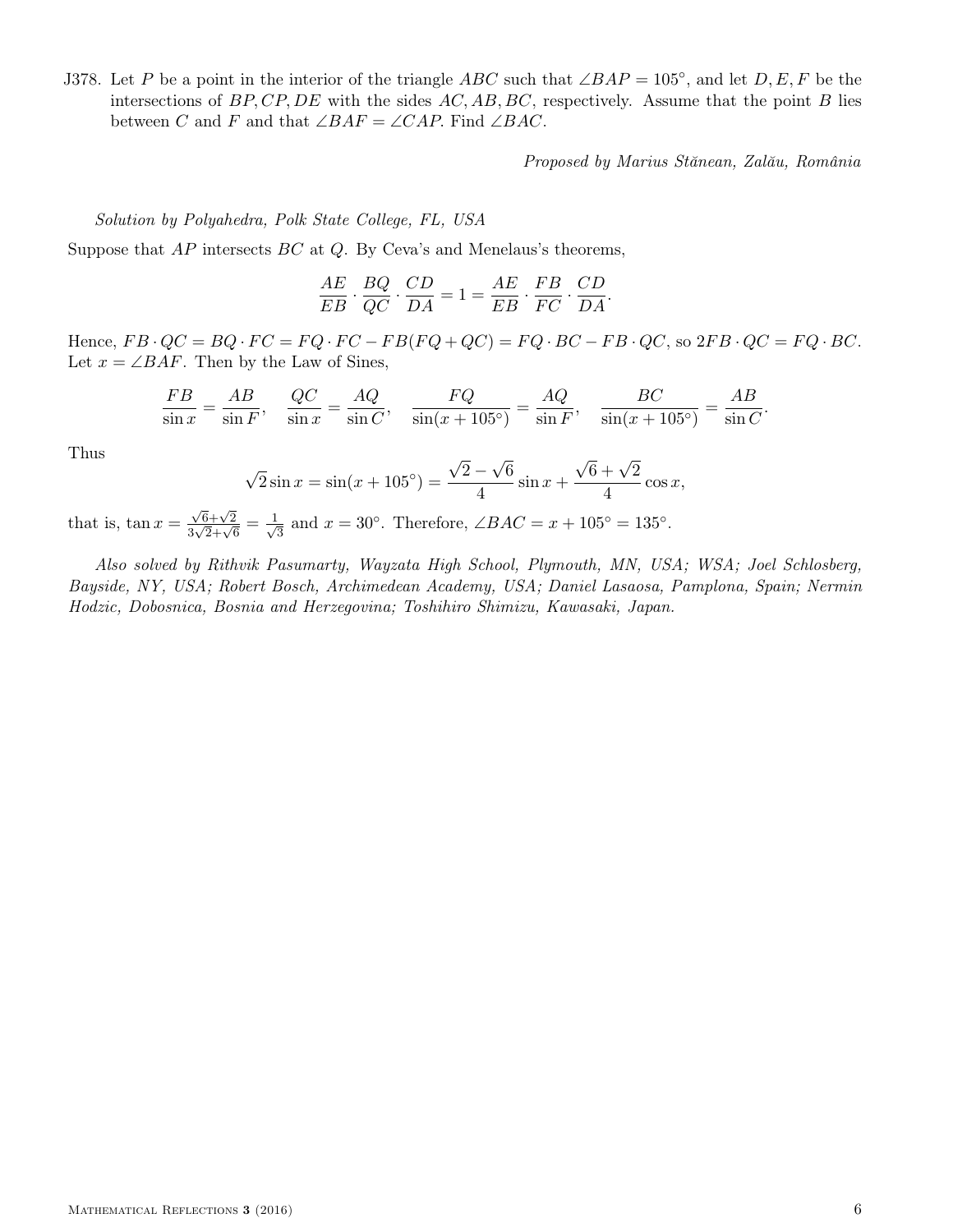J378. Let $P$ be a point in the interior of the triangle $ABC$ such that $\angle BAP = 105^\circ$, and let $D, E, F$ be the intersections of $BP, CP, DE$ with the sides $AC, AB, BC$, respectively. Assume that the point $B$ lies between $C$ and $F$ and that $\angle BAF = \angle CAP$. Find $\angle BAC$.

*Proposed by Marius Stănean, Zalău, România*

*Solution by Polyahedra, Polk State College, FL, USA*

Suppose that $AP$ intersects $BC$ at $Q$. By Ceva's and Menelaus's theorems,

$$\frac{AE}{EB} \cdot \frac{BQ}{QC} \cdot \frac{CD}{DA} = 1 = \frac{AE}{EB} \cdot \frac{FB}{FC} \cdot \frac{CD}{DA}.$$

Hence, $FB \cdot QC = BQ \cdot FC = FQ \cdot FC - FB(FQ + QC) = FQ \cdot BC - FB \cdot QC$, so $2FB \cdot QC = FQ \cdot BC$. Let $x = \angle BAF$. Then by the Law of Sines,

$$\frac{FB}{\sin x} = \frac{AB}{\sin F}, \quad \frac{QC}{\sin x} = \frac{AQ}{\sin C}, \quad \frac{FQ}{\sin(x + 105^\circ)} = \frac{AQ}{\sin F}, \quad \frac{BC}{\sin(x + 105^\circ)} = \frac{AB}{\sin C}.$$

Thus

$$\sqrt{2} \sin x = \sin(x + 105^\circ) = \frac{\sqrt{2} - \sqrt{6}}{4} \sin x + \frac{\sqrt{6} + \sqrt{2}}{4} \cos x,$$

that is, $\tan x = \frac{\sqrt{6}+\sqrt{2}}{3\sqrt{2}+\sqrt{6}} = \frac{1}{\sqrt{3}}$ and $x = 30^\circ$. Therefore, $\angle BAC = x + 105^\circ = 135^\circ$.

*Also solved by Rithvik Pasumarty, Wayzata High School, Plymouth, MN, USA; WSA; Joel Schlosberg, Bayside, NY, USA; Robert Bosch, Archimedean Academy, USA; Daniel Lasaosa, Pamplona, Spain; Nermin Hodzic, Dobosnica, Bosnia and Herzegovina; Toshihiro Shimizu, Kawasaki, Japan.*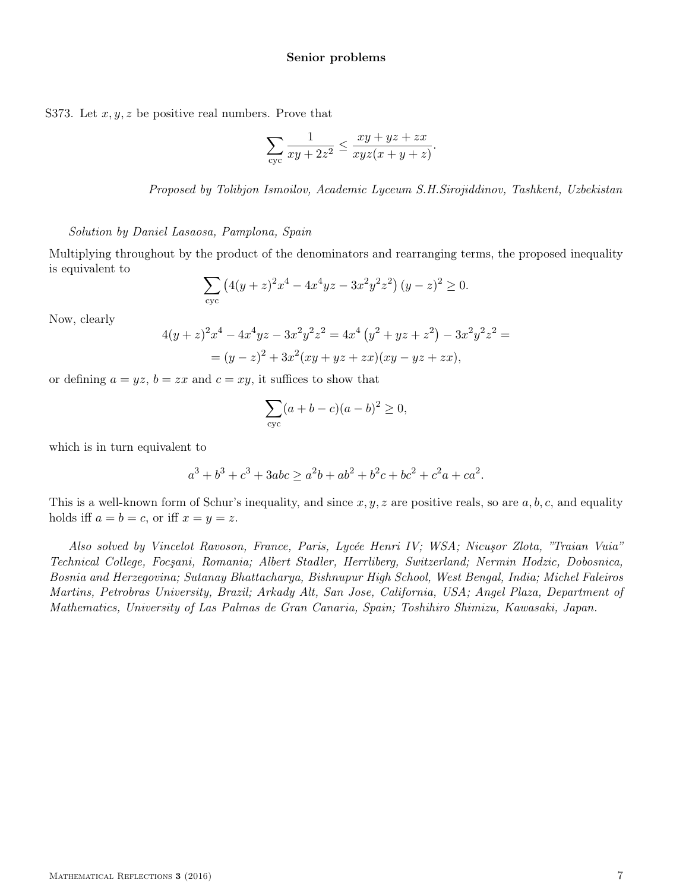## Senior problems

S373. Let $x, y, z$ be positive real numbers. Prove that

$$\sum_{\text{cyc}} \frac{1}{xy + 2z^2} \leq \frac{xy + yz + zx}{xyz(x + y + z)}.$$

*Proposed by Tolibjon Ismoilov, Academic Lyceum S.H.Sirojiddinov, Tashkent, Uzbekistan*

*Solution by Daniel Lasaosa, Pamplona, Spain*

Multiplying throughout by the product of the denominators and rearranging terms, the proposed inequality is equivalent to

$$\sum_{\text{cyc}} \left(4(y+z)^2 x^4 - 4x^4yz - 3x^2y^2z^2\right)(y-z)^2 \geq 0.$$

Now, clearly

$$4(y+z)^2 x^4 - 4x^4yz - 3x^2y^2z^2 = 4x^4\left(y^2 + yz + z^2\right) - 3x^2y^2z^2 =$$
$$= (y-z)^2 + 3x^2(xy + yz + zx)(xy - yz + zx),$$

or defining $a = yz$, $b = zx$ and $c = xy$, it suffices to show that

$$\sum_{\text{cyc}} (a + b - c)(a - b)^2 \geq 0,$$

which is in turn equivalent to

$$a^3 + b^3 + c^3 + 3abc \geq a^2b + ab^2 + b^2c + bc^2 + c^2a + ca^2.$$

This is a well-known form of Schur's inequality, and since $x, y, z$ are positive reals, so are $a, b, c$, and equality holds iff $a = b = c$, or iff $x = y = z$.

*Also solved by Vincelot Ravoson, France, Paris, Lycée Henri IV; WSA; Nicuşor Zlota, "Traian Vuia" Technical College, Focşani, Romania; Albert Stadler, Herrliberg, Switzerland; Nermin Hodzic, Dobosnica, Bosnia and Herzegovina; Sutanay Bhattacharya, Bishnupur High School, West Bengal, India; Michel Faleiros Martins, Petrobras University, Brazil; Arkady Alt, San Jose, California, USA; Angel Plaza, Department of Mathematics, University of Las Palmas de Gran Canaria, Spain; Toshihiro Shimizu, Kawasaki, Japan.*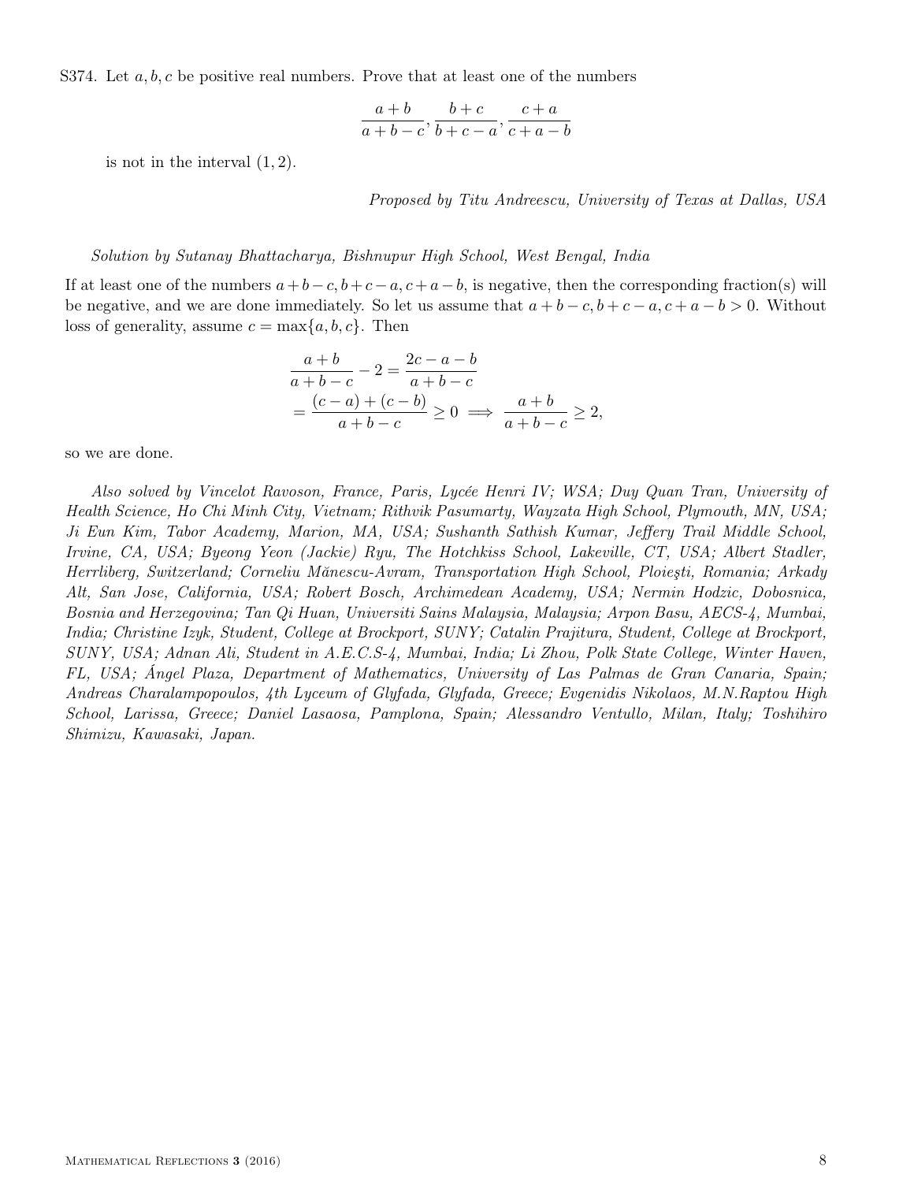S374. Let $a, b, c$ be positive real numbers. Prove that at least one of the numbers

$$\frac{a+b}{a+b-c}, \frac{b+c}{b+c-a}, \frac{c+a}{c+a-b}$$

is not in the interval $(1, 2)$.

*Proposed by Titu Andreescu, University of Texas at Dallas, USA*

*Solution by Sutanay Bhattacharya, Bishnupur High School, West Bengal, India*

If at least one of the numbers $a+b-c, b+c-a, c+a-b$, is negative, then the corresponding fraction(s) will be negative, and we are done immediately. So let us assume that $a+b-c, b+c-a, c+a-b > 0$. Without loss of generality, assume $c = \max\{a, b, c\}$. Then

$$\begin{aligned}
&\frac{a+b}{a+b-c} - 2 = \frac{2c-a-b}{a+b-c} \\
&= \frac{(c-a)+(c-b)}{a+b-c} \geq 0 \implies \frac{a+b}{a+b-c} \geq 2,
\end{aligned}$$

so we are done.

*Also solved by Vincelot Ravoson, France, Paris, Lycée Henri IV; WSA; Duy Quan Tran, University of Health Science, Ho Chi Minh City, Vietnam; Rithvik Pasumarty, Wayzata High School, Plymouth, MN, USA; Ji Eun Kim, Tabor Academy, Marion, MA, USA; Sushanth Sathish Kumar, Jeffery Trail Middle School, Irvine, CA, USA; Byeong Yeon (Jackie) Ryu, The Hotchkiss School, Lakeville, CT, USA; Albert Stadler, Herrliberg, Switzerland; Corneliu Mănescu-Avram, Transportation High School, Ploieşti, Romania; Arkady Alt, San Jose, California, USA; Robert Bosch, Archimedean Academy, USA; Nermin Hodzic, Dobosnica, Bosnia and Herzegovina; Tan Qi Huan, Universiti Sains Malaysia, Malaysia; Arpon Basu, AECS-4, Mumbai, India; Christine Izyk, Student, College at Brockport, SUNY; Catalin Prajitura, Student, College at Brockport, SUNY, USA; Adnan Ali, Student in A.E.C.S-4, Mumbai, India; Li Zhou, Polk State College, Winter Haven, FL, USA; Ángel Plaza, Department of Mathematics, University of Las Palmas de Gran Canaria, Spain; Andreas Charalampopoulos, 4th Lyceum of Glyfada, Glyfada, Greece; Evgenidis Nikolaos, M.N.Raptou High School, Larissa, Greece; Daniel Lasaosa, Pamplona, Spain; Alessandro Ventullo, Milan, Italy; Toshihiro Shimizu, Kawasaki, Japan.*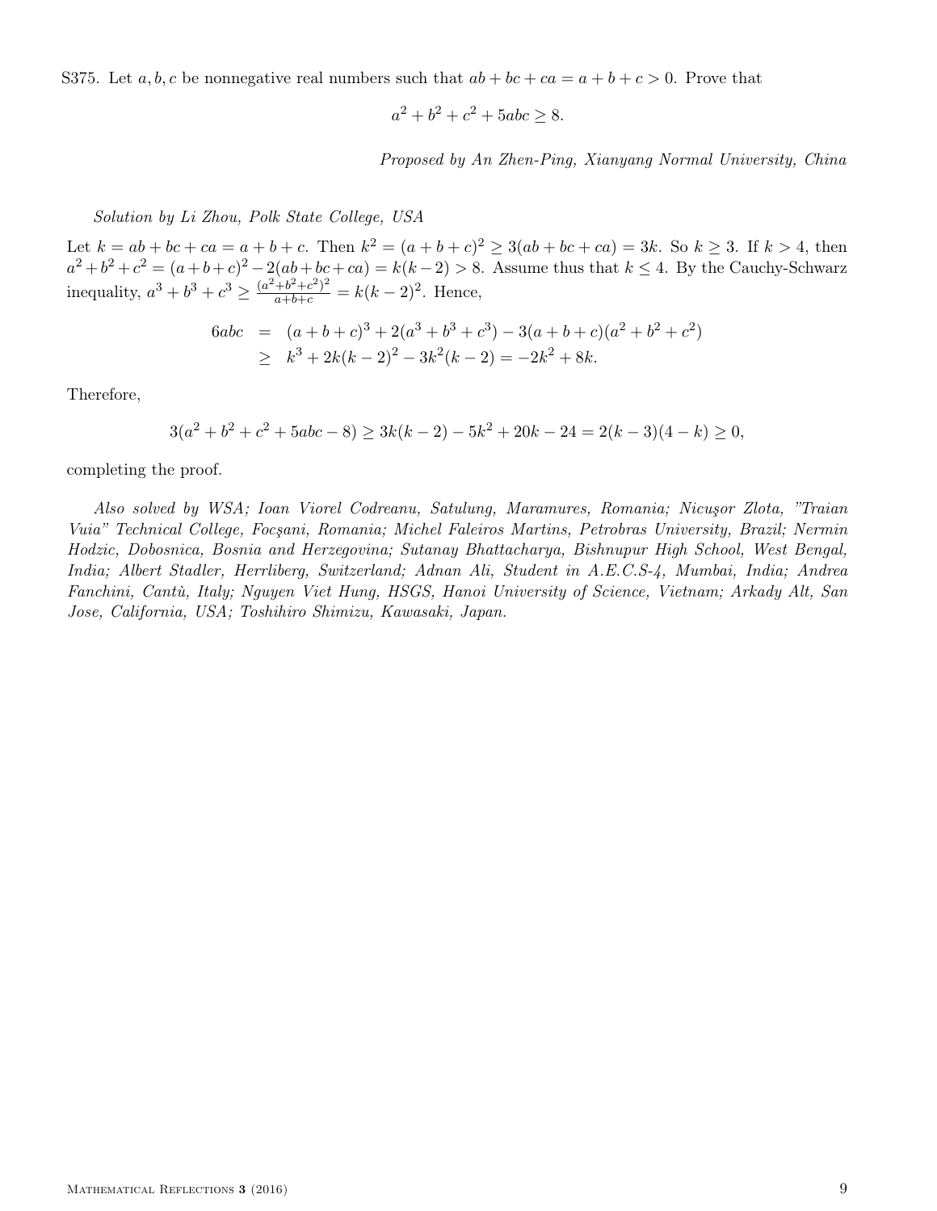S375. Let $a, b, c$ be nonnegative real numbers such that $ab + bc + ca = a + b + c > 0$. Prove that

$$a^2 + b^2 + c^2 + 5abc \geq 8.$$

*Proposed by An Zhen-Ping, Xianyang Normal University, China*

*Solution by Li Zhou, Polk State College, USA*

Let $k = ab + bc + ca = a + b + c$. Then $k^2 = (a + b + c)^2 \geq 3(ab + bc + ca) = 3k$. So $k \geq 3$. If $k > 4$, then $a^2 + b^2 + c^2 = (a + b + c)^2 - 2(ab + bc + ca) = k(k - 2) > 8$. Assume thus that $k \leq 4$. By the Cauchy-Schwarz inequality, $a^3 + b^3 + c^3 \geq \frac{(a^2+b^2+c^2)^2}{a+b+c} = k(k - 2)^2$. Hence,

$$\begin{aligned}
6abc &= (a + b + c)^3 + 2(a^3 + b^3 + c^3) - 3(a + b + c)(a^2 + b^2 + c^2) \\
&\geq k^3 + 2k(k - 2)^2 - 3k^2(k - 2) = -2k^2 + 8k.
\end{aligned}$$

Therefore,

$$3(a^2 + b^2 + c^2 + 5abc - 8) \geq 3k(k - 2) - 5k^2 + 20k - 24 = 2(k - 3)(4 - k) \geq 0,$$

completing the proof.

*Also solved by WSA; Ioan Viorel Codreanu, Satulung, Maramures, Romania; Nicuşor Zlota, "Traian Vuia" Technical College, Focşani, Romania; Michel Faleiros Martins, Petrobras University, Brazil; Nermin Hodzic, Dobosnica, Bosnia and Herzegovina; Sutanay Bhattacharya, Bishnupur High School, West Bengal, India; Albert Stadler, Herrliberg, Switzerland; Adnan Ali, Student in A.E.C.S-4, Mumbai, India; Andrea Fanchini, Cantù, Italy; Nguyen Viet Hung, HSGS, Hanoi University of Science, Vietnam; Arkady Alt, San Jose, California, USA; Toshihiro Shimizu, Kawasaki, Japan.*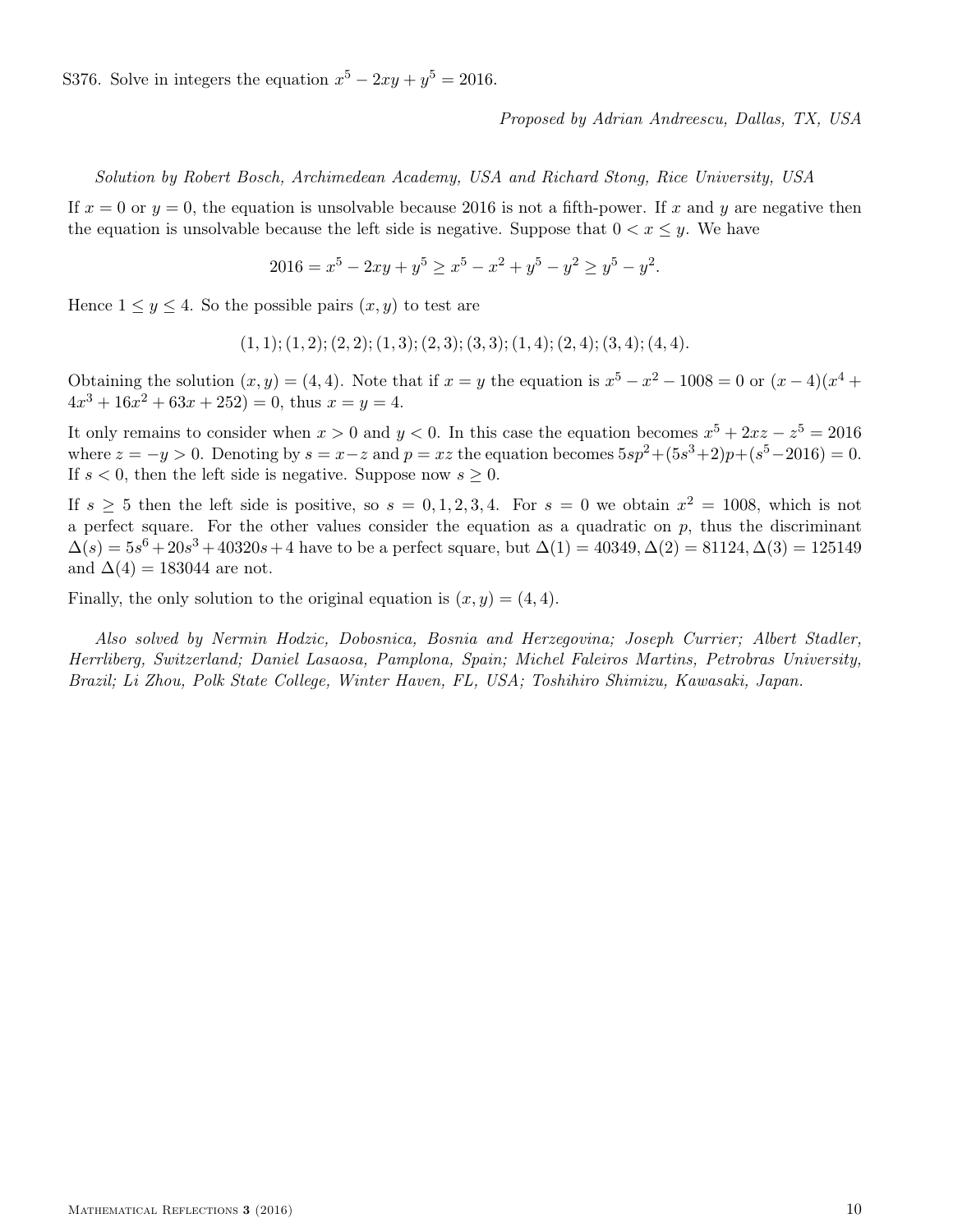S376. Solve in integers the equation $x^5 - 2xy + y^5 = 2016$.

*Proposed by Adrian Andreescu, Dallas, TX, USA*

*Solution by Robert Bosch, Archimedean Academy, USA and Richard Stong, Rice University, USA*

If $x = 0$ or $y = 0$, the equation is unsolvable because 2016 is not a fifth-power. If $x$ and $y$ are negative then the equation is unsolvable because the left side is negative. Suppose that $0 < x \le y$. We have

$$2016 = x^5 - 2xy + y^5 \ge x^5 - x^2 + y^5 - y^2 \ge y^5 - y^2.$$

Hence $1 \le y \le 4$. So the possible pairs $(x, y)$ to test are

$$(1,1); (1,2); (2,2); (1,3); (2,3); (3,3); (1,4); (2,4); (3,4); (4,4).$$

Obtaining the solution $(x, y) = (4, 4)$. Note that if $x = y$ the equation is $x^5 - x^2 - 1008 = 0$ or $(x-4)(x^4 + 4x^3 + 16x^2 + 63x + 252) = 0$, thus $x = y = 4$.

It only remains to consider when $x > 0$ and $y < 0$. In this case the equation becomes $x^5 + 2xz - z^5 = 2016$ where $z = -y > 0$. Denoting by $s = x - z$ and $p = xz$ the equation becomes $5sp^2 + (5s^3+2)p + (s^5 - 2016) = 0$. If $s < 0$, then the left side is negative. Suppose now $s \ge 0$.

If $s \ge 5$ then the left side is positive, so $s = 0, 1, 2, 3, 4$. For $s = 0$ we obtain $x^2 = 1008$, which is not a perfect square. For the other values consider the equation as a quadratic on $p$, thus the discriminant $\Delta(s) = 5s^6 + 20s^3 + 40320s + 4$ have to be a perfect square, but $\Delta(1) = 40349, \Delta(2) = 81124, \Delta(3) = 125149$ and $\Delta(4) = 183044$ are not.

Finally, the only solution to the original equation is $(x, y) = (4, 4)$.

*Also solved by Nermin Hodzic, Dobosnica, Bosnia and Herzegovina; Joseph Currier; Albert Stadler, Herrliberg, Switzerland; Daniel Lasaosa, Pamplona, Spain; Michel Faleiros Martins, Petrobras University, Brazil; Li Zhou, Polk State College, Winter Haven, FL, USA; Toshihiro Shimizu, Kawasaki, Japan.*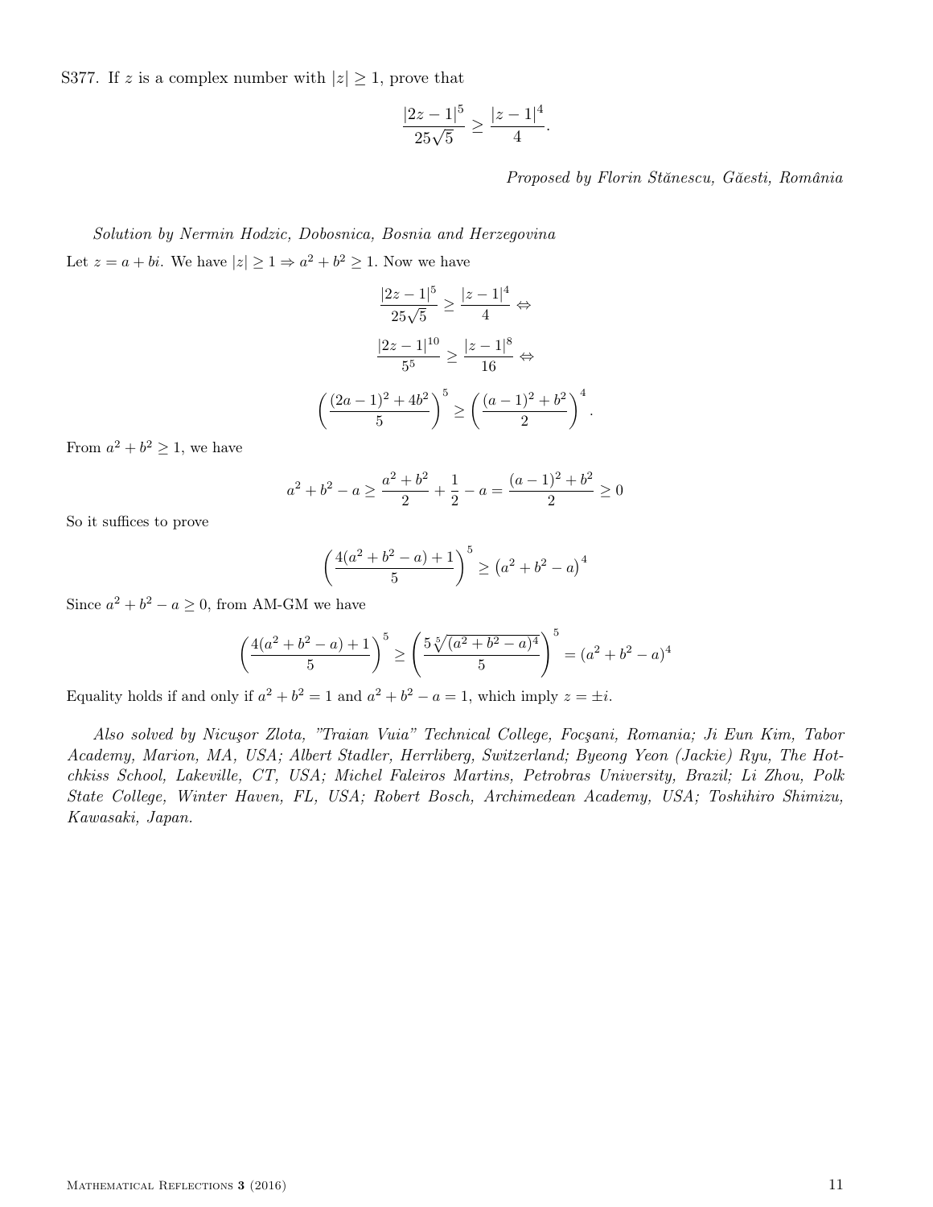S377. If $z$ is a complex number with $|z| \geq 1$, prove that

$$\frac{|2z-1|^5}{25\sqrt{5}} \geq \frac{|z-1|^4}{4}.$$

*Proposed by Florin Stănescu, Găesti, România*

*Solution by Nermin Hodzic, Dobosnica, Bosnia and Herzegovina*

Let $z = a + bi$. We have $|z| \geq 1 \Rightarrow a^2 + b^2 \geq 1$. Now we have

$$\frac{|2z-1|^5}{25\sqrt{5}} \geq \frac{|z-1|^4}{4} \Leftrightarrow$$

$$\frac{|2z-1|^{10}}{5^5} \geq \frac{|z-1|^8}{16} \Leftrightarrow$$

$$\left(\frac{(2a-1)^2 + 4b^2}{5}\right)^5 \geq \left(\frac{(a-1)^2 + b^2}{2}\right)^4.$$

From $a^2 + b^2 \geq 1$, we have

$$a^2 + b^2 - a \geq \frac{a^2 + b^2}{2} + \frac{1}{2} - a = \frac{(a-1)^2 + b^2}{2} \geq 0$$

So it suffices to prove

$$\left(\frac{4(a^2 + b^2 - a) + 1}{5}\right)^5 \geq \left(a^2 + b^2 - a\right)^4$$

Since $a^2 + b^2 - a \geq 0$, from AM-GM we have

$$\left(\frac{4(a^2 + b^2 - a) + 1}{5}\right)^5 \geq \left(\frac{5\sqrt[5]{(a^2 + b^2 - a)^4}}{5}\right)^5 = (a^2 + b^2 - a)^4$$

Equality holds if and only if $a^2 + b^2 = 1$ and $a^2 + b^2 - a = 1$, which imply $z = \pm i$.

*Also solved by Nicuşor Zlota, "Traian Vuia" Technical College, Focşani, Romania; Ji Eun Kim, Tabor Academy, Marion, MA, USA; Albert Stadler, Herrliberg, Switzerland; Byeong Yeon (Jackie) Ryu, The Hotchkiss School, Lakeville, CT, USA; Michel Faleiros Martins, Petrobras University, Brazil; Li Zhou, Polk State College, Winter Haven, FL, USA; Robert Bosch, Archimedean Academy, USA; Toshihiro Shimizu, Kawasaki, Japan.*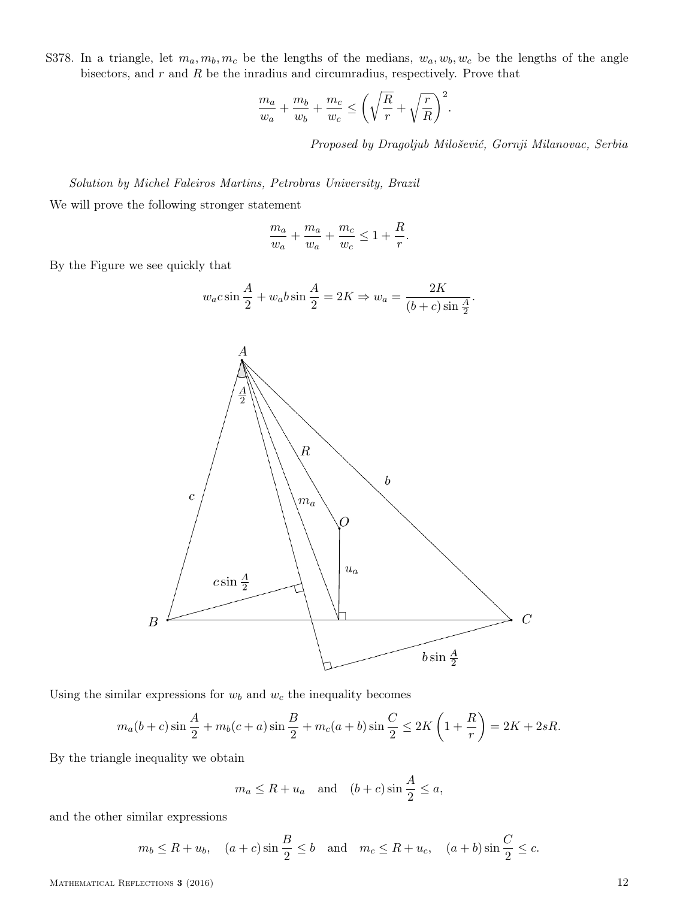S378. In a triangle, let $m_a, m_b, m_c$ be the lengths of the medians, $w_a, w_b, w_c$ be the lengths of the angle bisectors, and $r$ and $R$ be the inradius and circumradius, respectively. Prove that

$$\frac{m_a}{w_a} + \frac{m_b}{w_b} + \frac{m_c}{w_c} \leq \left(\sqrt{\frac{R}{r}} + \sqrt{\frac{r}{R}}\right)^2.$$

*Proposed by Dragoljub Milošević, Gornji Milanovac, Serbia*

*Solution by Michel Faleiros Martins, Petrobras University, Brazil*

We will prove the following stronger statement

$$\frac{m_a}{w_a} + \frac{m_a}{w_a} + \frac{m_c}{w_c} \leq 1 + \frac{R}{r}.$$

By the Figure we see quickly that

$$w_a c \sin\frac{A}{2} + w_a b \sin\frac{A}{2} = 2K \Rightarrow w_a = \frac{2K}{(b+c)\sin\frac{A}{2}}.$$

Using the similar expressions for $w_b$ and $w_c$ the inequality becomes

$$m_a(b+c)\sin\frac{A}{2} + m_b(c+a)\sin\frac{B}{2} + m_c(a+b)\sin\frac{C}{2} \leq 2K\left(1 + \frac{R}{r}\right) = 2K + 2sR.$$

By the triangle inequality we obtain

$$m_a \leq R + u_a \quad \text{and} \quad (b+c)\sin\frac{A}{2} \leq a,$$

and the other similar expressions

$$m_b \leq R + u_b, \quad (a+c)\sin\frac{B}{2} \leq b \quad \text{and} \quad m_c \leq R + u_c, \quad (a+b)\sin\frac{C}{2} \leq c.$$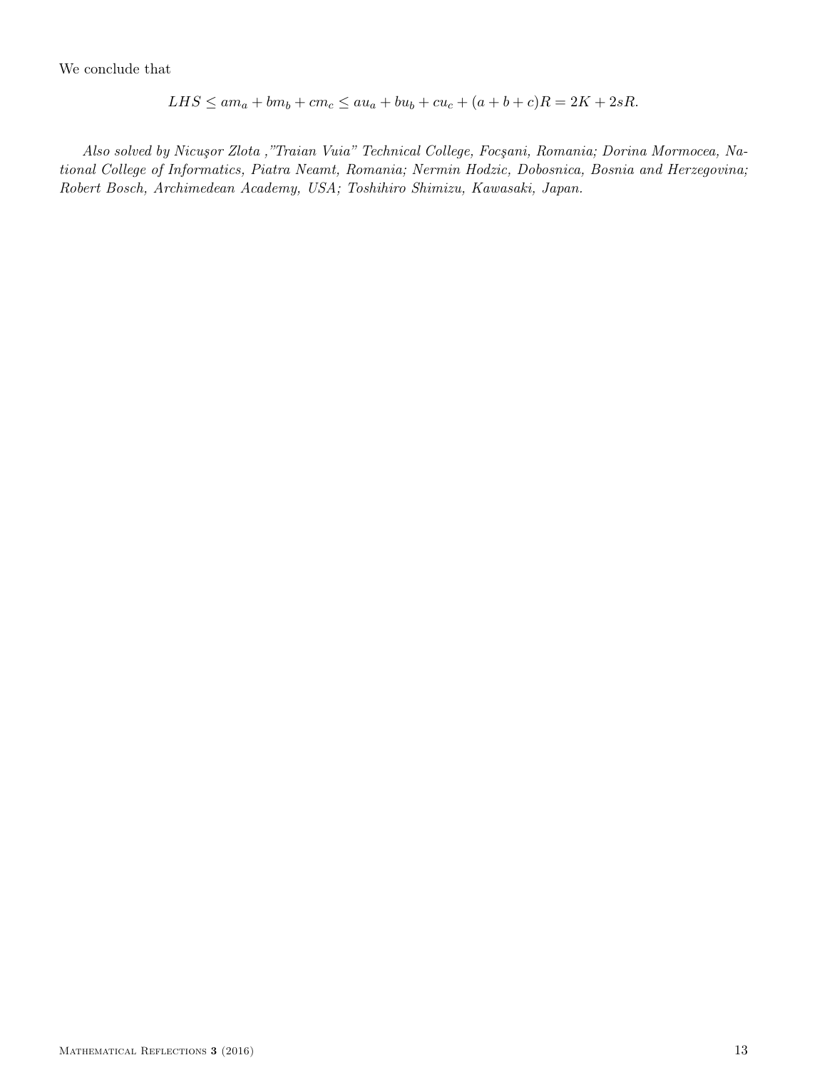We conclude that

$$LHS \leq am_a + bm_b + cm_c \leq au_a + bu_b + cu_c + (a+b+c)R = 2K + 2sR.$$

*Also solved by Nicuşor Zlota ,"Traian Vuia" Technical College, Focşani, Romania; Dorina Mormocea, National College of Informatics, Piatra Neamt, Romania; Nermin Hodzic, Dobosnica, Bosnia and Herzegovina; Robert Bosch, Archimedean Academy, USA; Toshihiro Shimizu, Kawasaki, Japan.*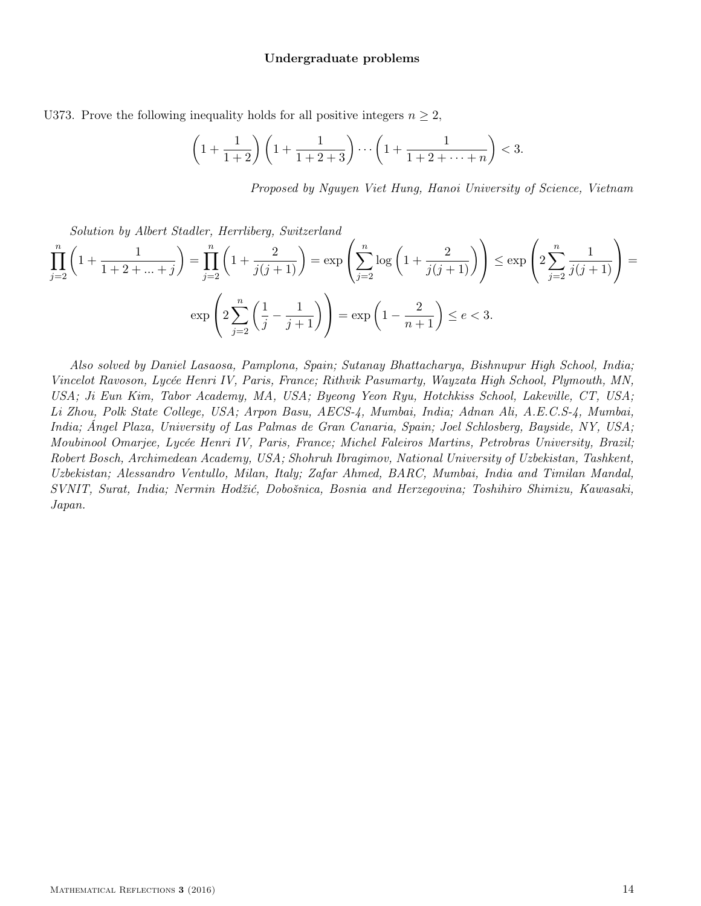**Undergraduate problems**

U373. Prove the following inequality holds for all positive integers $n \geq 2$,

$$\left(1+\frac{1}{1+2}\right)\left(1+\frac{1}{1+2+3}\right)\cdots\left(1+\frac{1}{1+2+\cdots+n}\right) < 3.$$

*Proposed by Nguyen Viet Hung, Hanoi University of Science, Vietnam*

*Solution by Albert Stadler, Herrliberg, Switzerland*

$$\prod_{j=2}^{n}\left(1+\frac{1}{1+2+...+j}\right) = \prod_{j=2}^{n}\left(1+\frac{2}{j(j+1)}\right) = \exp\left(\sum_{j=2}^{n}\log\left(1+\frac{2}{j(j+1)}\right)\right) \leq \exp\left(2\sum_{j=2}^{n}\frac{1}{j(j+1)}\right) =$$

$$\exp\left(2\sum_{j=2}^{n}\left(\frac{1}{j}-\frac{1}{j+1}\right)\right) = \exp\left(1-\frac{2}{n+1}\right) \leq e < 3.$$

*Also solved by Daniel Lasaosa, Pamplona, Spain; Sutanay Bhattacharya, Bishnupur High School, India; Vincelot Ravoson, Lycée Henri IV, Paris, France; Rithvik Pasumarty, Wayzata High School, Plymouth, MN, USA; Ji Eun Kim, Tabor Academy, MA, USA; Byeong Yeon Ryu, Hotchkiss School, Lakeville, CT, USA; Li Zhou, Polk State College, USA; Arpon Basu, AECS-4, Mumbai, India; Adnan Ali, A.E.C.S-4, Mumbai, India; Ángel Plaza, University of Las Palmas de Gran Canaria, Spain; Joel Schlosberg, Bayside, NY, USA; Moubinool Omarjee, Lycée Henri IV, Paris, France; Michel Faleiros Martins, Petrobras University, Brazil; Robert Bosch, Archimedean Academy, USA; Shohruh Ibragimov, National University of Uzbekistan, Tashkent, Uzbekistan; Alessandro Ventullo, Milan, Italy; Zafar Ahmed, BARC, Mumbai, India and Timilan Mandal, SVNIT, Surat, India; Nermin Hodžić, Dobošnica, Bosnia and Herzegovina; Toshihiro Shimizu, Kawasaki, Japan.*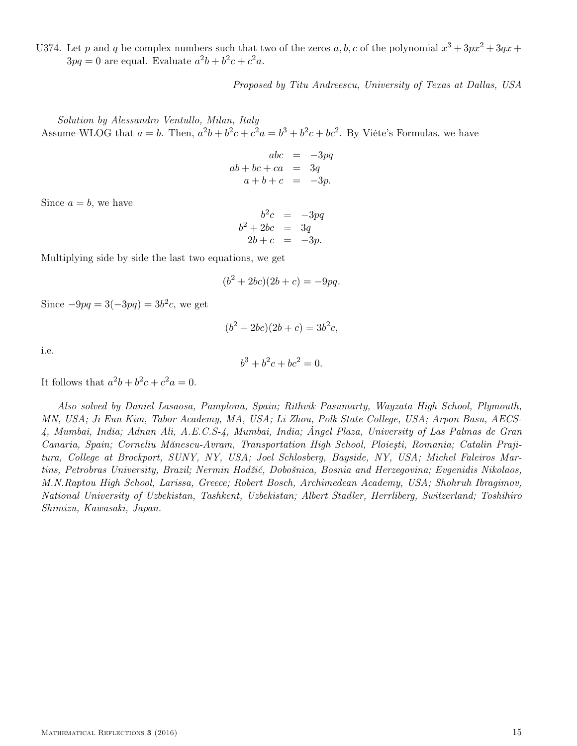U374. Let $p$ and $q$ be complex numbers such that two of the zeros $a, b, c$ of the polynomial $x^3 + 3px^2 + 3qx + 3pq = 0$ are equal. Evaluate $a^2b + b^2c + c^2a$.

*Proposed by Titu Andreescu, University of Texas at Dallas, USA*

*Solution by Alessandro Ventullo, Milan, Italy*

Assume WLOG that $a = b$. Then, $a^2b + b^2c + c^2a = b^3 + b^2c + bc^2$. By Viète's Formulas, we have

$$\begin{aligned} abc &= -3pq \\ ab + bc + ca &= 3q \\ a + b + c &= -3p. \end{aligned}$$

Since $a = b$, we have

$$\begin{aligned} b^2c &= -3pq \\ b^2 + 2bc &= 3q \\ 2b + c &= -3p. \end{aligned}$$

Multiplying side by side the last two equations, we get

$$(b^2 + 2bc)(2b + c) = -9pq.$$

Since $-9pq = 3(-3pq) = 3b^2c$, we get

$$(b^2 + 2bc)(2b + c) = 3b^2c,$$

i.e.

$$b^3 + b^2c + bc^2 = 0.$$

It follows that $a^2b + b^2c + c^2a = 0$.

*Also solved by Daniel Lasaosa, Pamplona, Spain; Rithvik Pasumarty, Wayzata High School, Plymouth, MN, USA; Ji Eun Kim, Tabor Academy, MA, USA; Li Zhou, Polk State College, USA; Arpon Basu, AECS-4, Mumbai, India; Adnan Ali, A.E.C.S-4, Mumbai, India; Ángel Plaza, University of Las Palmas de Gran Canaria, Spain; Corneliu Mănescu-Avram, Transportation High School, Ploieşti, Romania; Catalin Prajitura, College at Brockport, SUNY, NY, USA; Joel Schlosberg, Bayside, NY, USA; Michel Faleiros Martins, Petrobras University, Brazil; Nermin Hodžić, Dobošnica, Bosnia and Herzegovina; Evgenidis Nikolaos, M.N.Raptou High School, Larissa, Greece; Robert Bosch, Archimedean Academy, USA; Shohruh Ibragimov, National University of Uzbekistan, Tashkent, Uzbekistan; Albert Stadler, Herrliberg, Switzerland; Toshihiro Shimizu, Kawasaki, Japan.*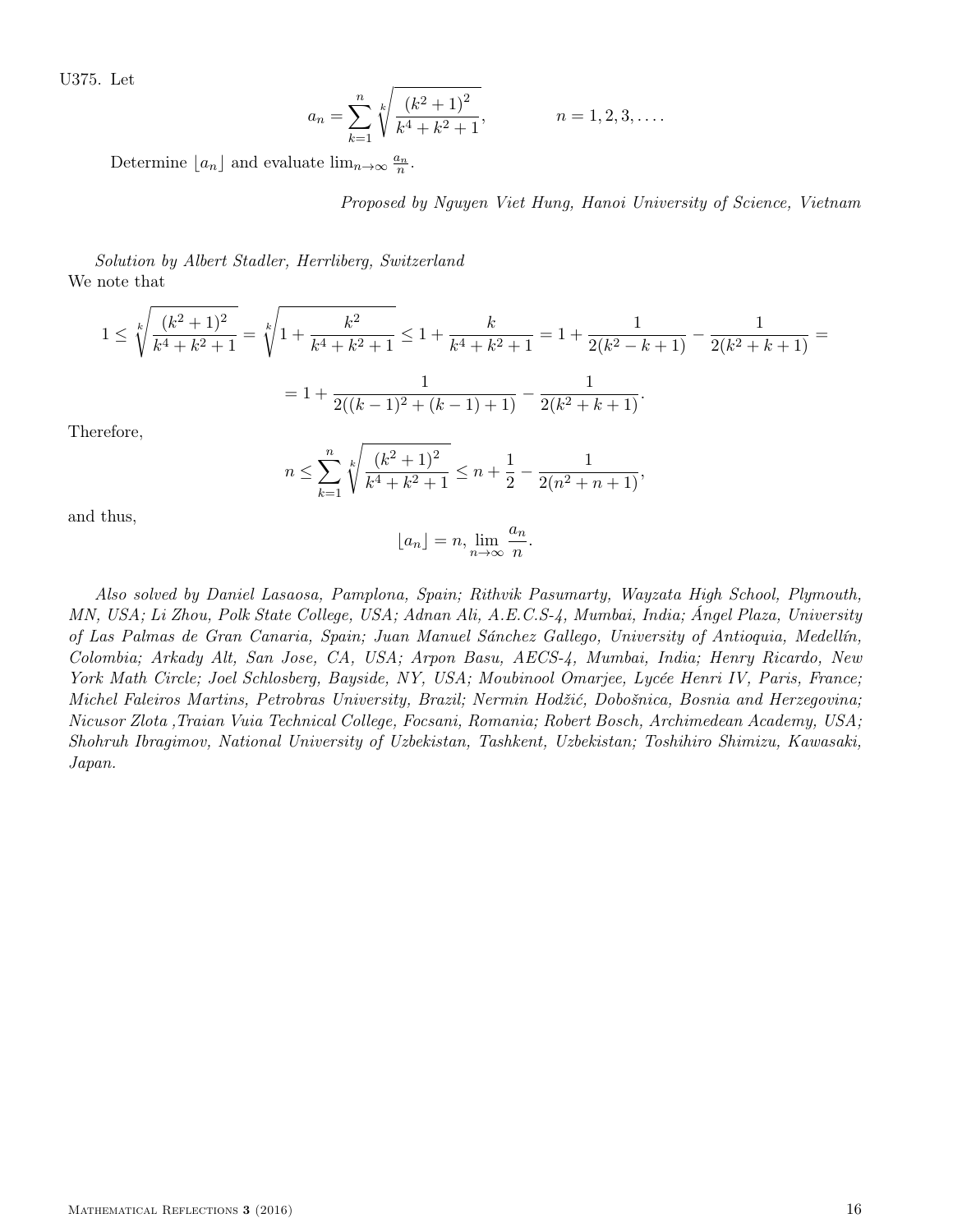U375. Let

$$a_n = \sum_{k=1}^{n} \sqrt[k]{\frac{(k^2+1)^2}{k^4+k^2+1}}, \qquad n = 1, 2, 3, \ldots.$$

Determine $\lfloor a_n \rfloor$ and evaluate $\lim_{n\to\infty} \frac{a_n}{n}$.

*Proposed by Nguyen Viet Hung, Hanoi University of Science, Vietnam*

*Solution by Albert Stadler, Herrliberg, Switzerland*

We note that

$$1 \le \sqrt[k]{\frac{(k^2+1)^2}{k^4+k^2+1}} = \sqrt[k]{1 + \frac{k^2}{k^4+k^2+1}} \le 1 + \frac{k}{k^4+k^2+1} = 1 + \frac{1}{2(k^2-k+1)} - \frac{1}{2(k^2+k+1)} =$$

$$= 1 + \frac{1}{2((k-1)^2+(k-1)+1)} - \frac{1}{2(k^2+k+1)}.$$

Therefore,

$$n \le \sum_{k=1}^{n} \sqrt[k]{\frac{(k^2+1)^2}{k^4+k^2+1}} \le n + \frac{1}{2} - \frac{1}{2(n^2+n+1)},$$

and thus,

$$\lfloor a_n \rfloor = n, \lim_{n\to\infty} \frac{a_n}{n}.$$

*Also solved by Daniel Lasaosa, Pamplona, Spain; Rithvik Pasumarty, Wayzata High School, Plymouth, MN, USA; Li Zhou, Polk State College, USA; Adnan Ali, A.E.C.S-4, Mumbai, India; Ángel Plaza, University of Las Palmas de Gran Canaria, Spain; Juan Manuel Sánchez Gallego, University of Antioquia, Medellín, Colombia; Arkady Alt, San Jose, CA, USA; Arpon Basu, AECS-4, Mumbai, India; Henry Ricardo, New York Math Circle; Joel Schlosberg, Bayside, NY, USA; Moubinool Omarjee, Lycée Henri IV, Paris, France; Michel Faleiros Martins, Petrobras University, Brazil; Nermin Hodžić, Dobošnica, Bosnia and Herzegovina; Nicusor Zlota ,Traian Vuia Technical College, Focsani, Romania; Robert Bosch, Archimedean Academy, USA; Shohruh Ibragimov, National University of Uzbekistan, Tashkent, Uzbekistan; Toshihiro Shimizu, Kawasaki, Japan.*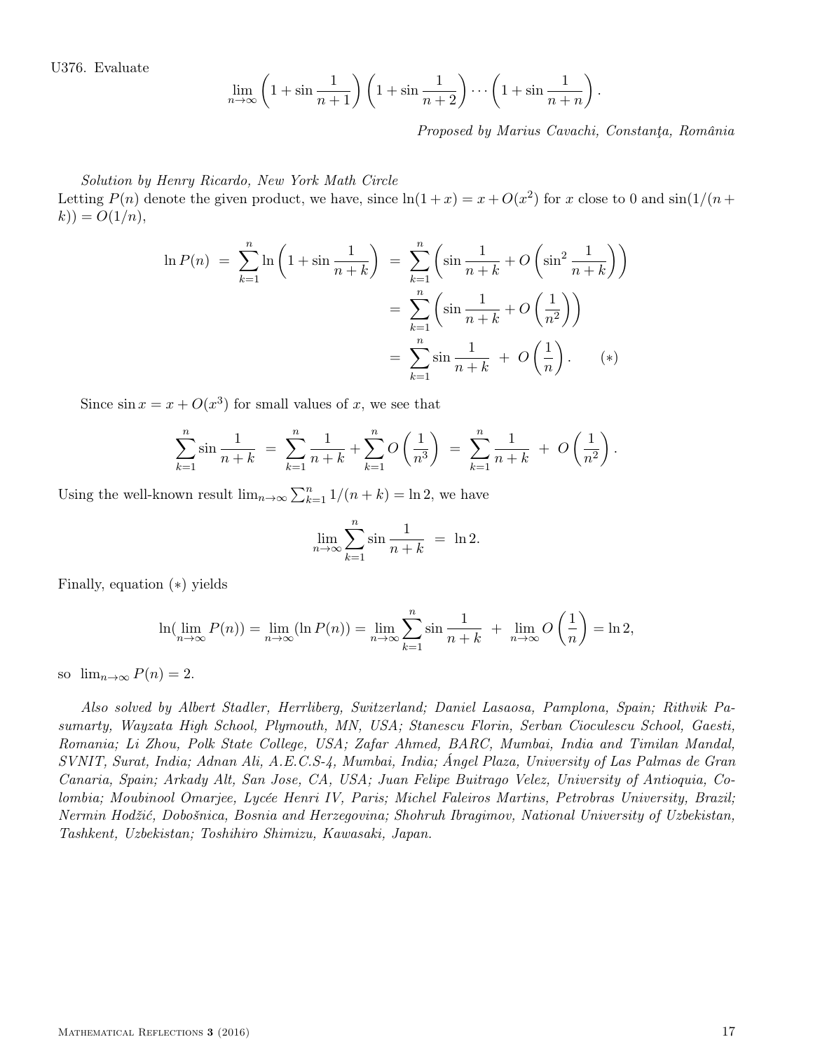U376. Evaluate

$$\lim_{n\to\infty}\left(1+\sin\frac{1}{n+1}\right)\left(1+\sin\frac{1}{n+2}\right)\cdots\left(1+\sin\frac{1}{n+n}\right).$$

*Proposed by Marius Cavachi, Constanţa, România*

*Solution by Henry Ricardo, New York Math Circle*

Letting $P(n)$ denote the given product, we have, since $\ln(1+x) = x + O(x^2)$ for $x$ close to 0 and $\sin(1/(n+k)) = O(1/n)$,

$$\begin{aligned}
\ln P(n) \;=\; \sum_{k=1}^{n}\ln\left(1+\sin\frac{1}{n+k}\right) \;&=\; \sum_{k=1}^{n}\left(\sin\frac{1}{n+k}+O\left(\sin^2\frac{1}{n+k}\right)\right)\\
&=\; \sum_{k=1}^{n}\left(\sin\frac{1}{n+k}+O\left(\frac{1}{n^2}\right)\right)\\
&=\; \sum_{k=1}^{n}\sin\frac{1}{n+k} \;+\; O\left(\frac{1}{n}\right). \qquad (*)
\end{aligned}$$

Since $\sin x = x + O(x^3)$ for small values of $x$, we see that

$$\sum_{k=1}^{n}\sin\frac{1}{n+k} \;=\; \sum_{k=1}^{n}\frac{1}{n+k}+\sum_{k=1}^{n}O\left(\frac{1}{n^3}\right) \;=\; \sum_{k=1}^{n}\frac{1}{n+k} \;+\; O\left(\frac{1}{n^2}\right).$$

Using the well-known result $\lim_{n\to\infty}\sum_{k=1}^{n}1/(n+k) = \ln 2$, we have

$$\lim_{n\to\infty}\sum_{k=1}^{n}\sin\frac{1}{n+k} \;=\; \ln 2.$$

Finally, equation $(*)$ yields

$$\ln(\lim_{n\to\infty}P(n)) = \lim_{n\to\infty}(\ln P(n)) = \lim_{n\to\infty}\sum_{k=1}^{n}\sin\frac{1}{n+k} \;+\; \lim_{n\to\infty}O\left(\frac{1}{n}\right) = \ln 2,$$

so $\lim_{n\to\infty}P(n) = 2$.

*Also solved by Albert Stadler, Herrliberg, Switzerland; Daniel Lasaosa, Pamplona, Spain; Rithvik Pasumarty, Wayzata High School, Plymouth, MN, USA; Stanescu Florin, Serban Cioculescu School, Gaesti, Romania; Li Zhou, Polk State College, USA; Zafar Ahmed, BARC, Mumbai, India and Timilan Mandal, SVNIT, Surat, India; Adnan Ali, A.E.C.S-4, Mumbai, India; Ángel Plaza, University of Las Palmas de Gran Canaria, Spain; Arkady Alt, San Jose, CA, USA; Juan Felipe Buitrago Velez, University of Antioquia, Colombia; Moubinool Omarjee, Lycée Henri IV, Paris; Michel Faleiros Martins, Petrobras University, Brazil; Nermin Hodžić, Dobošnica, Bosnia and Herzegovina; Shohruh Ibragimov, National University of Uzbekistan, Tashkent, Uzbekistan; Toshihiro Shimizu, Kawasaki, Japan.*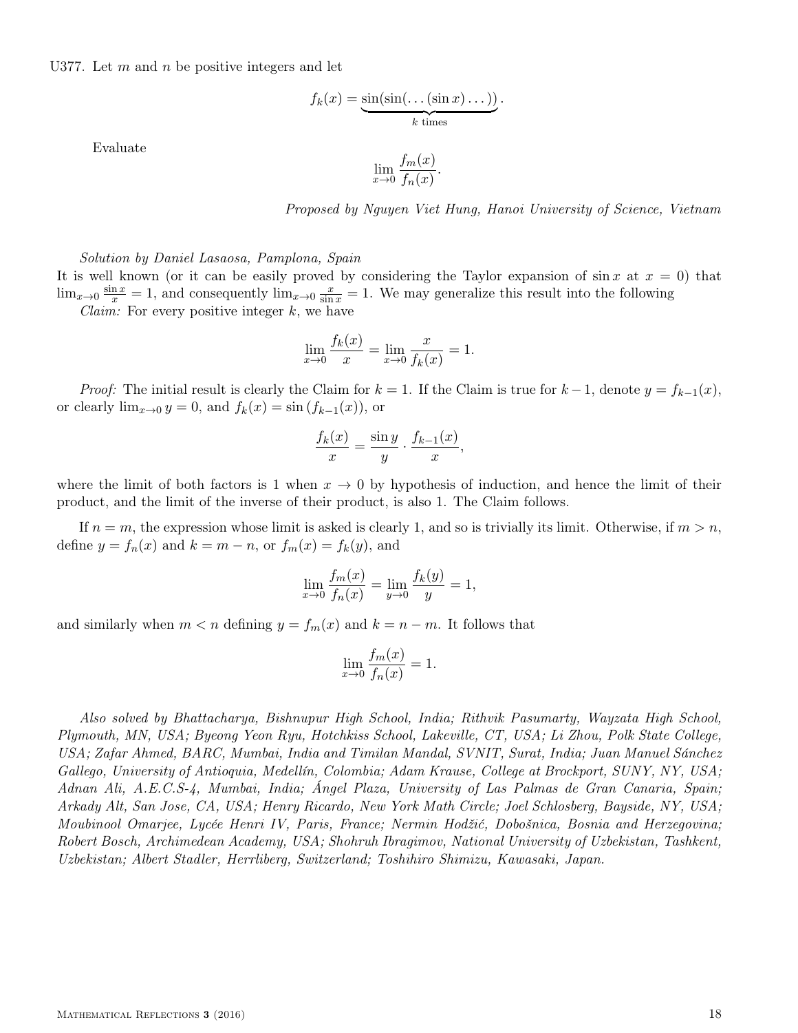U377. Let $m$ and $n$ be positive integers and let

$$f_k(x) = \underbrace{\sin(\sin(\dots(\sin x)\dots))}_{k \text{ times}}.$$

Evaluate

$$\lim_{x\to 0} \frac{f_m(x)}{f_n(x)}.$$

*Proposed by Nguyen Viet Hung, Hanoi University of Science, Vietnam*

*Solution by Daniel Lasaosa, Pamplona, Spain*

It is well known (or it can be easily proved by considering the Taylor expansion of $\sin x$ at $x = 0$) that $\lim_{x\to 0} \frac{\sin x}{x} = 1$, and consequently $\lim_{x\to 0} \frac{x}{\sin x} = 1$. We may generalize this result into the following

*Claim:* For every positive integer $k$, we have

$$\lim_{x\to 0} \frac{f_k(x)}{x} = \lim_{x\to 0} \frac{x}{f_k(x)} = 1.$$

*Proof:* The initial result is clearly the Claim for $k = 1$. If the Claim is true for $k-1$, denote $y = f_{k-1}(x)$, or clearly $\lim_{x\to 0} y = 0$, and $f_k(x) = \sin(f_{k-1}(x))$, or

$$\frac{f_k(x)}{x} = \frac{\sin y}{y} \cdot \frac{f_{k-1}(x)}{x},$$

where the limit of both factors is 1 when $x \to 0$ by hypothesis of induction, and hence the limit of their product, and the limit of the inverse of their product, is also 1. The Claim follows.

If $n = m$, the expression whose limit is asked is clearly 1, and so is trivially its limit. Otherwise, if $m > n$, define $y = f_n(x)$ and $k = m - n$, or $f_m(x) = f_k(y)$, and

$$\lim_{x\to 0} \frac{f_m(x)}{f_n(x)} = \lim_{y\to 0} \frac{f_k(y)}{y} = 1,$$

and similarly when $m < n$ defining $y = f_m(x)$ and $k = n - m$. It follows that

$$\lim_{x\to 0} \frac{f_m(x)}{f_n(x)} = 1.$$

*Also solved by Bhattacharya, Bishnupur High School, India; Rithvik Pasumarty, Wayzata High School, Plymouth, MN, USA; Byeong Yeon Ryu, Hotchkiss School, Lakeville, CT, USA; Li Zhou, Polk State College, USA; Zafar Ahmed, BARC, Mumbai, India and Timilan Mandal, SVNIT, Surat, India; Juan Manuel Sánchez Gallego, University of Antioquia, Medellín, Colombia; Adam Krause, College at Brockport, SUNY, NY, USA; Adnan Ali, A.E.C.S-4, Mumbai, India; Ángel Plaza, University of Las Palmas de Gran Canaria, Spain; Arkady Alt, San Jose, CA, USA; Henry Ricardo, New York Math Circle; Joel Schlosberg, Bayside, NY, USA; Moubinool Omarjee, Lycée Henri IV, Paris, France; Nermin Hodžić, Dobošnica, Bosnia and Herzegovina; Robert Bosch, Archimedean Academy, USA; Shohruh Ibragimov, National University of Uzbekistan, Tashkent, Uzbekistan; Albert Stadler, Herrliberg, Switzerland; Toshihiro Shimizu, Kawasaki, Japan.*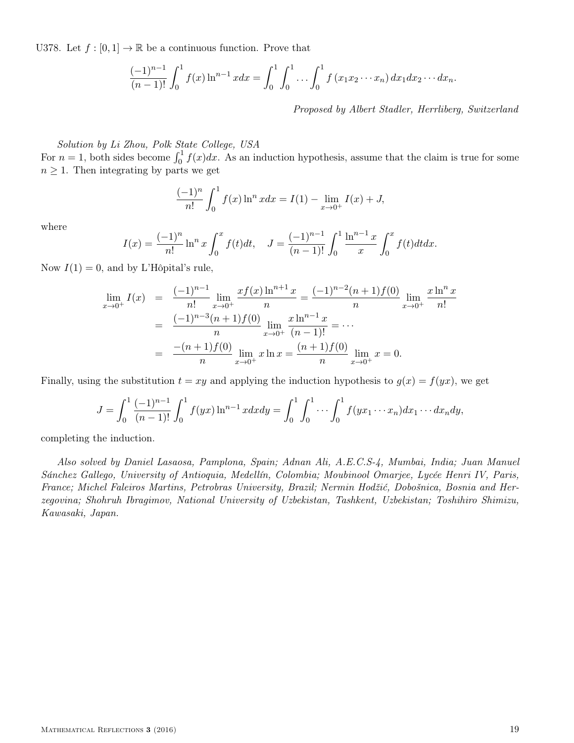U378. Let $f : [0,1] \to \mathbb{R}$ be a continuous function. Prove that

$$\frac{(-1)^{n-1}}{(n-1)!} \int_0^1 f(x) \ln^{n-1} x dx = \int_0^1 \int_0^1 \dots \int_0^1 f(x_1 x_2 \cdots x_n) \, dx_1 dx_2 \cdots dx_n.$$

*Proposed by Albert Stadler, Herrliberg, Switzerland*

*Solution by Li Zhou, Polk State College, USA*

For $n = 1$, both sides become $\int_0^1 f(x)dx$. As an induction hypothesis, assume that the claim is true for some $n \geq 1$. Then integrating by parts we get

$$\frac{(-1)^n}{n!} \int_0^1 f(x) \ln^n x dx = I(1) - \lim_{x \to 0^+} I(x) + J,$$

where

$$I(x) = \frac{(-1)^n}{n!} \ln^n x \int_0^x f(t)dt, \quad J = \frac{(-1)^{n-1}}{(n-1)!} \int_0^1 \frac{\ln^{n-1} x}{x} \int_0^x f(t)dtdx.$$

Now $I(1) = 0$, and by L'Hôpital's rule,

$$\begin{aligned}
\lim_{x \to 0^+} I(x) &= \frac{(-1)^{n-1}}{n!} \lim_{x \to 0^+} \frac{x f(x) \ln^{n+1} x}{n} = \frac{(-1)^{n-2}(n+1)f(0)}{n} \lim_{x \to 0^+} \frac{x \ln^n x}{n!} \\
&= \frac{(-1)^{n-3}(n+1)f(0)}{n} \lim_{x \to 0^+} \frac{x \ln^{n-1} x}{(n-1)!} = \cdots \\
&= \frac{-(n+1)f(0)}{n} \lim_{x \to 0^+} x \ln x = \frac{(n+1)f(0)}{n} \lim_{x \to 0^+} x = 0.
\end{aligned}$$

Finally, using the substitution $t = xy$ and applying the induction hypothesis to $g(x) = f(yx)$, we get

$$J = \int_0^1 \frac{(-1)^{n-1}}{(n-1)!} \int_0^1 f(yx) \ln^{n-1} x dx dy = \int_0^1 \int_0^1 \cdots \int_0^1 f(yx_1 \cdots x_n) dx_1 \cdots dx_n dy,$$

completing the induction.

*Also solved by Daniel Lasaosa, Pamplona, Spain; Adnan Ali, A.E.C.S-4, Mumbai, India; Juan Manuel Sánchez Gallego, University of Antioquia, Medellín, Colombia; Moubinool Omarjee, Lycée Henri IV, Paris, France; Michel Faleiros Martins, Petrobras University, Brazil; Nermin Hodžić, Dobošnica, Bosnia and Herzegovina; Shohruh Ibragimov, National University of Uzbekistan, Tashkent, Uzbekistan; Toshihiro Shimizu, Kawasaki, Japan.*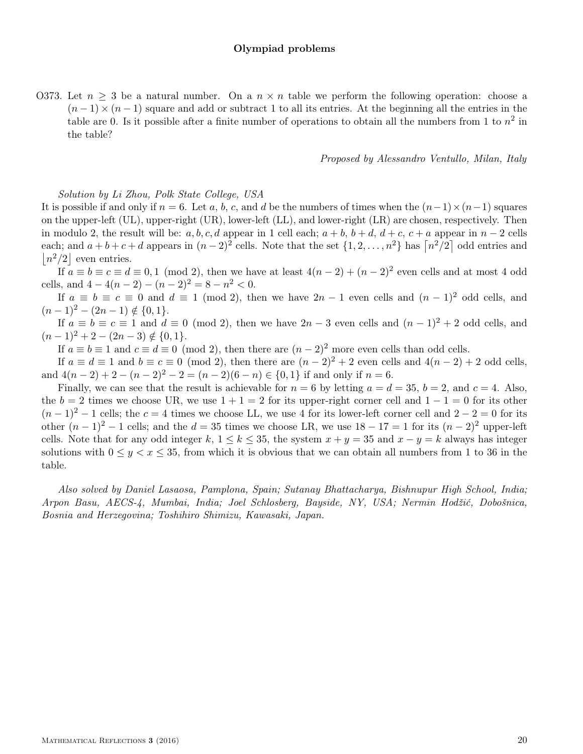## Olympiad problems

O373. Let $n \geq 3$ be a natural number. On a $n \times n$ table we perform the following operation: choose a $(n-1) \times (n-1)$ square and add or subtract 1 to all its entries. At the beginning all the entries in the table are 0. Is it possible after a finite number of operations to obtain all the numbers from 1 to $n^2$ in the table?

*Proposed by Alessandro Ventullo, Milan, Italy*

*Solution by Li Zhou, Polk State College, USA*

It is possible if and only if $n = 6$. Let $a$, $b$, $c$, and $d$ be the numbers of times when the $(n-1) \times (n-1)$ squares on the upper-left (UL), upper-right (UR), lower-left (LL), and lower-right (LR) are chosen, respectively. Then in modulo 2, the result will be: $a, b, c, d$ appear in 1 cell each; $a+b$, $b+d$, $d+c$, $c+a$ appear in $n-2$ cells each; and $a+b+c+d$ appears in $(n-2)^2$ cells. Note that the set $\{1, 2, \ldots, n^2\}$ has $\lceil n^2/2 \rceil$ odd entries and $\lfloor n^2/2 \rfloor$ even entries.

If $a \equiv b \equiv c \equiv d \equiv 0, 1 \pmod 2$, then we have at least $4(n-2) + (n-2)^2$ even cells and at most 4 odd cells, and $4 - 4(n-2) - (n-2)^2 = 8 - n^2 < 0$.

If $a \equiv b \equiv c \equiv 0$ and $d \equiv 1 \pmod 2$, then we have $2n-1$ even cells and $(n-1)^2$ odd cells, and $(n-1)^2 - (2n-1) \notin \{0, 1\}$.

If $a \equiv b \equiv c \equiv 1$ and $d \equiv 0 \pmod 2$, then we have $2n-3$ even cells and $(n-1)^2 + 2$ odd cells, and $(n-1)^2 + 2 - (2n-3) \notin \{0, 1\}$.

If $a \equiv b \equiv 1$ and $c \equiv d \equiv 0 \pmod 2$, then there are $(n-2)^2$ more even cells than odd cells.

If $a \equiv d \equiv 1$ and $b \equiv c \equiv 0 \pmod 2$, then there are $(n-2)^2 + 2$ even cells and $4(n-2) + 2$ odd cells, and $4(n-2) + 2 - (n-2)^2 - 2 = (n-2)(6-n) \in \{0, 1\}$ if and only if $n = 6$.

Finally, we can see that the result is achievable for $n = 6$ by letting $a = d = 35$, $b = 2$, and $c = 4$. Also, the $b = 2$ times we choose UR, we use $1 + 1 = 2$ for its upper-right corner cell and $1 - 1 = 0$ for its other $(n-1)^2 - 1$ cells; the $c = 4$ times we choose LL, we use 4 for its lower-left corner cell and $2 - 2 = 0$ for its other $(n-1)^2 - 1$ cells; and the $d = 35$ times we choose LR, we use $18 - 17 = 1$ for its $(n-2)^2$ upper-left cells. Note that for any odd integer $k$, $1 \leq k \leq 35$, the system $x + y = 35$ and $x - y = k$ always has integer solutions with $0 \leq y < x \leq 35$, from which it is obvious that we can obtain all numbers from 1 to 36 in the table.

*Also solved by Daniel Lasaosa, Pamplona, Spain; Sutanay Bhattacharya, Bishnupur High School, India; Arpon Basu, AECS-4, Mumbai, India; Joel Schlosberg, Bayside, NY, USA; Nermin Hodžić, Dobošnica, Bosnia and Herzegovina; Toshihiro Shimizu, Kawasaki, Japan.*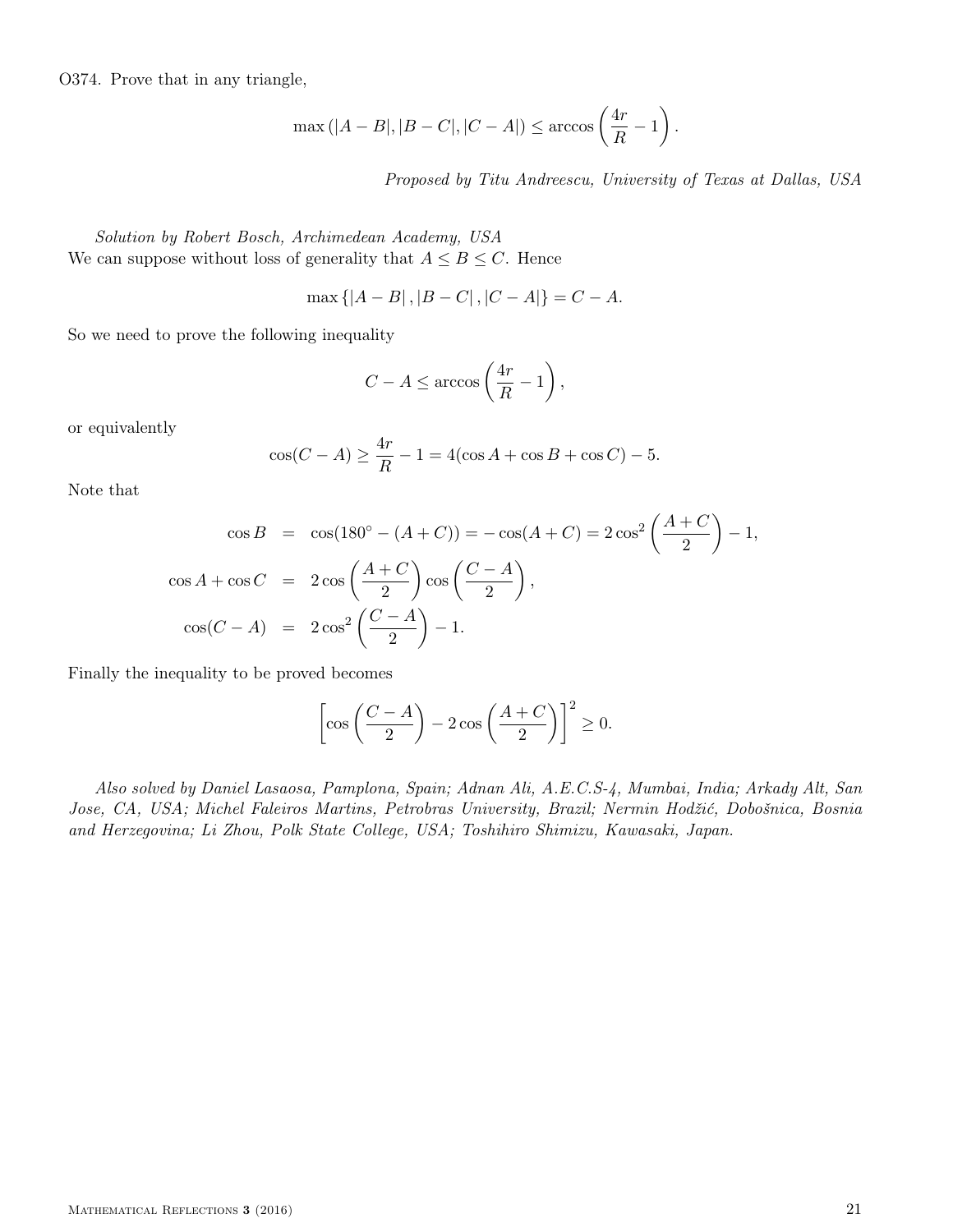O374. Prove that in any triangle,

$$\max\left(|A-B|,|B-C|,|C-A|\right) \le \arccos\left(\frac{4r}{R}-1\right).$$

*Proposed by Titu Andreescu, University of Texas at Dallas, USA*

*Solution by Robert Bosch, Archimedean Academy, USA*

We can suppose without loss of generality that $A \le B \le C$. Hence

$$\max\left\{|A-B|,|B-C|,|C-A|\right\} = C-A.$$

So we need to prove the following inequality

$$C - A \le \arccos\left(\frac{4r}{R}-1\right),$$

or equivalently

$$\cos(C-A) \ge \frac{4r}{R} - 1 = 4(\cos A + \cos B + \cos C) - 5.$$

Note that

$$\begin{aligned}
\cos B &= \cos(180^\circ - (A+C)) = -\cos(A+C) = 2\cos^2\left(\frac{A+C}{2}\right) - 1, \\
\cos A + \cos C &= 2\cos\left(\frac{A+C}{2}\right)\cos\left(\frac{C-A}{2}\right), \\
\cos(C-A) &= 2\cos^2\left(\frac{C-A}{2}\right) - 1.
\end{aligned}$$

Finally the inequality to be proved becomes

$$\left[\cos\left(\frac{C-A}{2}\right) - 2\cos\left(\frac{A+C}{2}\right)\right]^2 \ge 0.$$

*Also solved by Daniel Lasaosa, Pamplona, Spain; Adnan Ali, A.E.C.S-4, Mumbai, India; Arkady Alt, San Jose, CA, USA; Michel Faleiros Martins, Petrobras University, Brazil; Nermin Hodžić, Dobošnica, Bosnia and Herzegovina; Li Zhou, Polk State College, USA; Toshihiro Shimizu, Kawasaki, Japan.*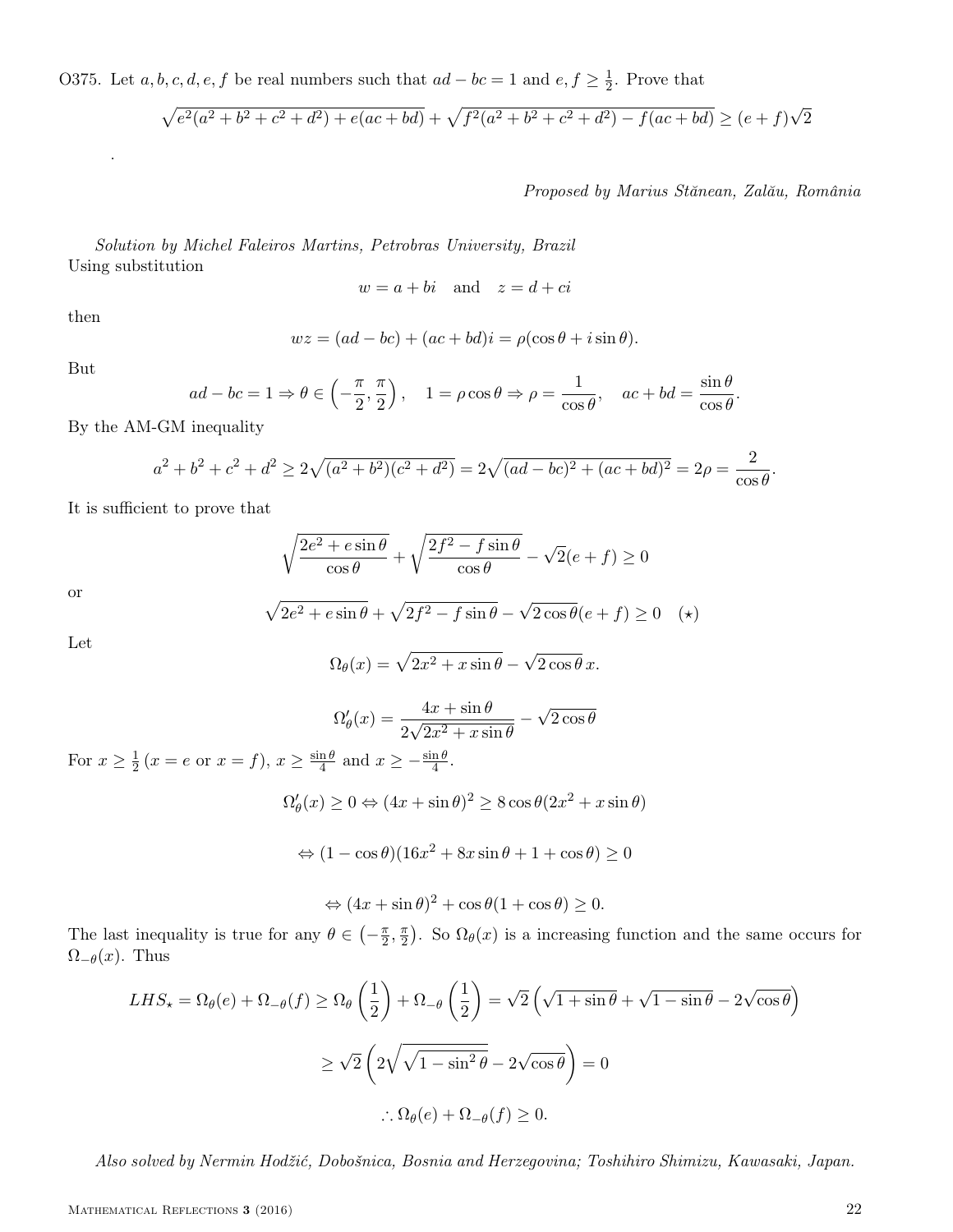O375. Let $a, b, c, d, e, f$ be real numbers such that $ad - bc = 1$ and $e, f \geq \frac{1}{2}$. Prove that

$$\sqrt{e^2(a^2+b^2+c^2+d^2)+e(ac+bd)}+\sqrt{f^2(a^2+b^2+c^2+d^2)-f(ac+bd)} \geq (e+f)\sqrt{2}$$

.

*Proposed by Marius Stănean, Zalău, România*

*Solution by Michel Faleiros Martins, Petrobras University, Brazil*

Using substitution

$$w = a + bi \quad \text{and} \quad z = d + ci$$

then

$$wz = (ad - bc) + (ac + bd)i = \rho(\cos\theta + i\sin\theta).$$

But

$$ad - bc = 1 \Rightarrow \theta \in \left(-\frac{\pi}{2}, \frac{\pi}{2}\right), \quad 1 = \rho\cos\theta \Rightarrow \rho = \frac{1}{\cos\theta}, \quad ac + bd = \frac{\sin\theta}{\cos\theta}.$$

By the AM-GM inequality

$$a^2+b^2+c^2+d^2 \geq 2\sqrt{(a^2+b^2)(c^2+d^2)} = 2\sqrt{(ad-bc)^2+(ac+bd)^2} = 2\rho = \frac{2}{\cos\theta}.$$

It is sufficient to prove that

$$\sqrt{\frac{2e^2+e\sin\theta}{\cos\theta}}+\sqrt{\frac{2f^2-f\sin\theta}{\cos\theta}}-\sqrt{2}(e+f) \geq 0$$

or

$$\sqrt{2e^2+e\sin\theta}+\sqrt{2f^2-f\sin\theta}-\sqrt{2\cos\theta}(e+f) \geq 0 \quad (\star)$$

Let

$$\Omega_\theta(x) = \sqrt{2x^2+x\sin\theta}-\sqrt{2\cos\theta}\,x.$$

$$\Omega'_\theta(x) = \frac{4x+\sin\theta}{2\sqrt{2x^2+x\sin\theta}}-\sqrt{2\cos\theta}$$

For $x \geq \frac{1}{2}$ ($x = e$ or $x = f$), $x \geq \frac{\sin\theta}{4}$ and $x \geq -\frac{\sin\theta}{4}$.

$$\Omega'_\theta(x) \geq 0 \Leftrightarrow (4x+\sin\theta)^2 \geq 8\cos\theta(2x^2+x\sin\theta)$$

$$\Leftrightarrow (1-\cos\theta)(16x^2+8x\sin\theta+1+\cos\theta) \geq 0$$

$$\Leftrightarrow (4x+\sin\theta)^2+\cos\theta(1+\cos\theta) \geq 0.$$

The last inequality is true for any $\theta \in \left(-\frac{\pi}{2}, \frac{\pi}{2}\right)$. So $\Omega_\theta(x)$ is a increasing function and the same occurs for $\Omega_{-\theta}(x)$. Thus

$$LHS_\star = \Omega_\theta(e)+\Omega_{-\theta}(f) \geq \Omega_\theta\left(\frac{1}{2}\right)+\Omega_{-\theta}\left(\frac{1}{2}\right) = \sqrt{2}\left(\sqrt{1+\sin\theta}+\sqrt{1-\sin\theta}-2\sqrt{\cos\theta}\right)$$

$$\geq \sqrt{2}\left(2\sqrt{\sqrt{1-\sin^2\theta}}-2\sqrt{\cos\theta}\right) = 0$$

$$\therefore \Omega_\theta(e)+\Omega_{-\theta}(f) \geq 0.$$

*Also solved by Nermin Hodžić, Dobošnica, Bosnia and Herzegovina; Toshihiro Shimizu, Kawasaki, Japan.*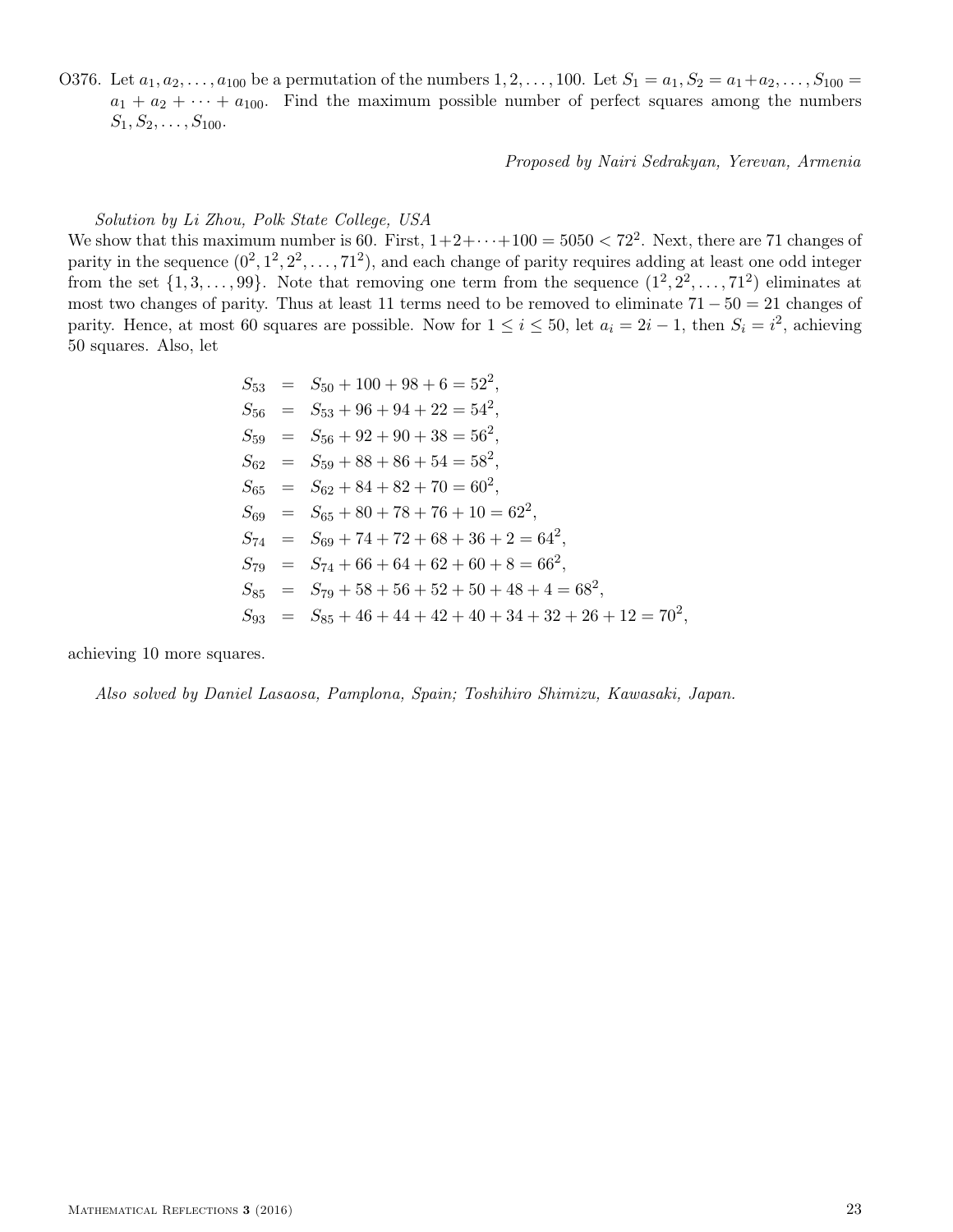O376. Let $a_1, a_2, \ldots, a_{100}$ be a permutation of the numbers $1, 2, \ldots, 100$. Let $S_1 = a_1, S_2 = a_1 + a_2, \ldots, S_{100} = a_1 + a_2 + \cdots + a_{100}$. Find the maximum possible number of perfect squares among the numbers $S_1, S_2, \ldots, S_{100}$.

*Proposed by Nairi Sedrakyan, Yerevan, Armenia*

*Solution by Li Zhou, Polk State College, USA*

We show that this maximum number is 60. First, $1+2+\cdots+100 = 5050 < 72^2$. Next, there are 71 changes of parity in the sequence $(0^2, 1^2, 2^2, \ldots, 71^2)$, and each change of parity requires adding at least one odd integer from the set $\{1, 3, \ldots, 99\}$. Note that removing one term from the sequence $(1^2, 2^2, \ldots, 71^2)$ eliminates at most two changes of parity. Thus at least 11 terms need to be removed to eliminate $71 - 50 = 21$ changes of parity. Hence, at most 60 squares are possible. Now for $1 \le i \le 50$, let $a_i = 2i - 1$, then $S_i = i^2$, achieving 50 squares. Also, let

$$
\begin{aligned}
S_{53} &= S_{50} + 100 + 98 + 6 = 52^2, \\
S_{56} &= S_{53} + 96 + 94 + 22 = 54^2, \\
S_{59} &= S_{56} + 92 + 90 + 38 = 56^2, \\
S_{62} &= S_{59} + 88 + 86 + 54 = 58^2, \\
S_{65} &= S_{62} + 84 + 82 + 70 = 60^2, \\
S_{69} &= S_{65} + 80 + 78 + 76 + 10 = 62^2, \\
S_{74} &= S_{69} + 74 + 72 + 68 + 36 + 2 = 64^2, \\
S_{79} &= S_{74} + 66 + 64 + 62 + 60 + 8 = 66^2, \\
S_{85} &= S_{79} + 58 + 56 + 52 + 50 + 48 + 4 = 68^2, \\
S_{93} &= S_{85} + 46 + 44 + 42 + 40 + 34 + 32 + 26 + 12 = 70^2,
\end{aligned}
$$

achieving 10 more squares.

*Also solved by Daniel Lasaosa, Pamplona, Spain; Toshihiro Shimizu, Kawasaki, Japan.*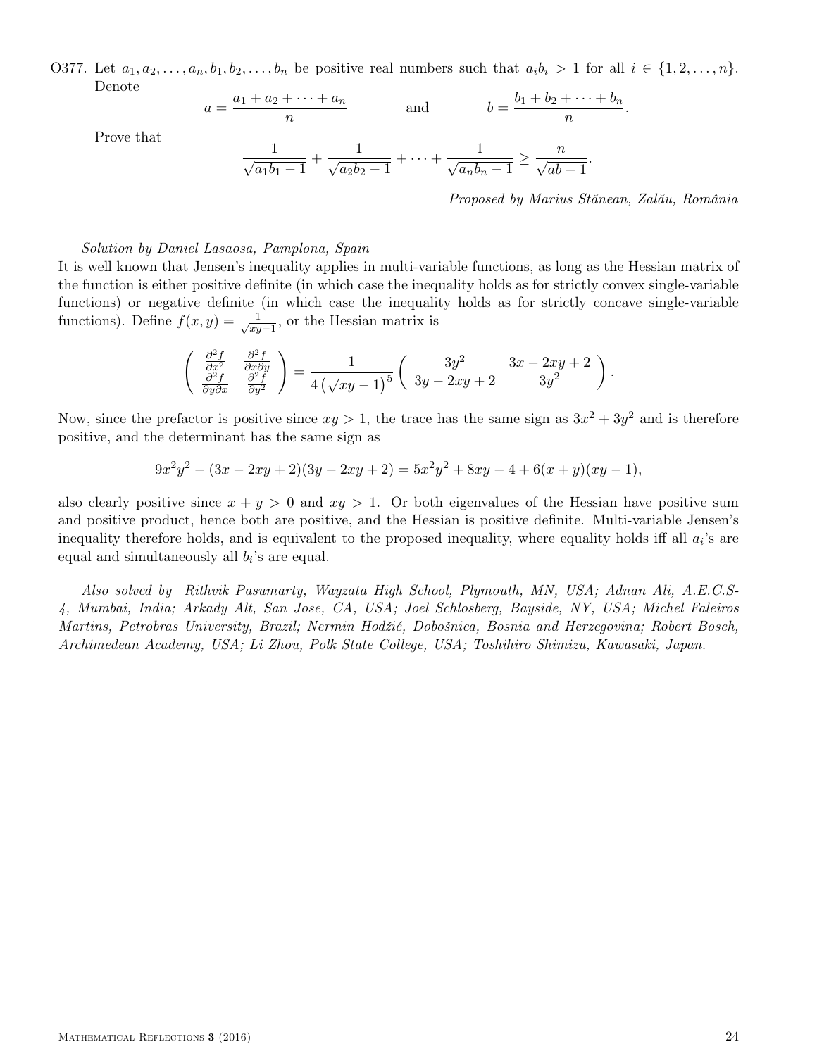O377. Let $a_1, a_2, \ldots, a_n, b_1, b_2, \ldots, b_n$ be positive real numbers such that $a_ib_i > 1$ for all $i \in \{1, 2, \ldots, n\}$. Denote

$$a = \frac{a_1 + a_2 + \cdots + a_n}{n} \qquad \text{and} \qquad b = \frac{b_1 + b_2 + \cdots + b_n}{n}.$$

Prove that

$$\frac{1}{\sqrt{a_1b_1 - 1}} + \frac{1}{\sqrt{a_2b_2 - 1}} + \cdots + \frac{1}{\sqrt{a_nb_n - 1}} \geq \frac{n}{\sqrt{ab - 1}}.$$

*Proposed by Marius Stănean, Zalău, România*

*Solution by Daniel Lasaosa, Pamplona, Spain*

It is well known that Jensen's inequality applies in multi-variable functions, as long as the Hessian matrix of the function is either positive definite (in which case the inequality holds as for strictly convex single-variable functions) or negative definite (in which case the inequality holds as for strictly concave single-variable functions). Define $f(x, y) = \frac{1}{\sqrt{xy-1}}$, or the Hessian matrix is

$$\begin{pmatrix} \frac{\partial^2 f}{\partial x^2} & \frac{\partial^2 f}{\partial x \partial y} \\ \frac{\partial^2 f}{\partial y \partial x} & \frac{\partial^2 f}{\partial y^2} \end{pmatrix} = \frac{1}{4\left(\sqrt{xy-1}\right)^5} \begin{pmatrix} 3y^2 & 3x - 2xy + 2 \\ 3y - 2xy + 2 & 3y^2 \end{pmatrix}.$$

Now, since the prefactor is positive since $xy > 1$, the trace has the same sign as $3x^2 + 3y^2$ and is therefore positive, and the determinant has the same sign as

$$9x^2y^2 - (3x - 2xy + 2)(3y - 2xy + 2) = 5x^2y^2 + 8xy - 4 + 6(x + y)(xy - 1),$$

also clearly positive since $x + y > 0$ and $xy > 1$. Or both eigenvalues of the Hessian have positive sum and positive product, hence both are positive, and the Hessian is positive definite. Multi-variable Jensen's inequality therefore holds, and is equivalent to the proposed inequality, where equality holds iff all $a_i$'s are equal and simultaneously all $b_i$'s are equal.

*Also solved by Rithvik Pasumarty, Wayzata High School, Plymouth, MN, USA; Adnan Ali, A.E.C.S-4, Mumbai, India; Arkady Alt, San Jose, CA, USA; Joel Schlosberg, Bayside, NY, USA; Michel Faleiros Martins, Petrobras University, Brazil; Nermin Hodžić, Dobošnica, Bosnia and Herzegovina; Robert Bosch, Archimedean Academy, USA; Li Zhou, Polk State College, USA; Toshihiro Shimizu, Kawasaki, Japan.*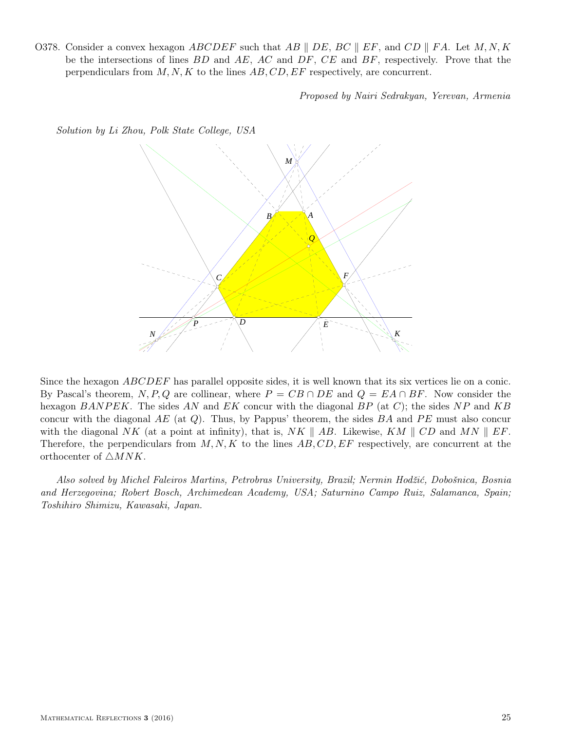O378. Consider a convex hexagon $ABCDEF$ such that $AB \parallel DE$, $BC \parallel EF$, and $CD \parallel FA$. Let $M, N, K$ be the intersections of lines $BD$ and $AE$, $AC$ and $DF$, $CE$ and $BF$, respectively. Prove that the perpendiculars from $M, N, K$ to the lines $AB, CD, EF$ respectively, are concurrent.

*Proposed by Nairi Sedrakyan, Yerevan, Armenia*

*Solution by Li Zhou, Polk State College, USA*

M
B
A
Q
C
F
P
D
E
N
K

Since the hexagon $ABCDEF$ has parallel opposite sides, it is well known that its six vertices lie on a conic. By Pascal's theorem, $N, P, Q$ are collinear, where $P = CB \cap DE$ and $Q = EA \cap BF$. Now consider the hexagon $BANPEK$. The sides $AN$ and $EK$ concur with the diagonal $BP$ (at $C$); the sides $NP$ and $KB$ concur with the diagonal $AE$ (at $Q$). Thus, by Pappus' theorem, the sides $BA$ and $PE$ must also concur with the diagonal $NK$ (at a point at infinity), that is, $NK \parallel AB$. Likewise, $KM \parallel CD$ and $MN \parallel EF$. Therefore, the perpendiculars from $M, N, K$ to the lines $AB, CD, EF$ respectively, are concurrent at the orthocenter of $\triangle MNK$.

*Also solved by Michel Faleiros Martins, Petrobras University, Brazil; Nermin Hodžić, Dobošnica, Bosnia and Herzegovina; Robert Bosch, Archimedean Academy, USA; Saturnino Campo Ruiz, Salamanca, Spain; Toshihiro Shimizu, Kawasaki, Japan.*